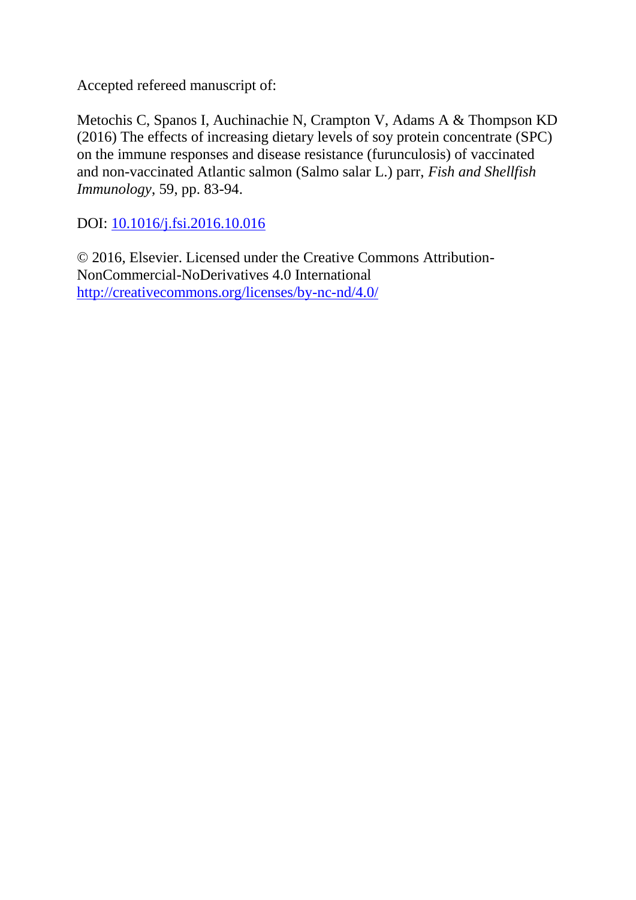Accepted refereed manuscript of:

Metochis C, Spanos I, Auchinachie N, Crampton V, Adams A & Thompson KD (2016) The effects of increasing dietary levels of soy protein concentrate (SPC) on the immune responses and disease resistance (furunculosis) of vaccinated and non-vaccinated Atlantic salmon (Salmo salar L.) parr, *Fish and Shellfish Immunology*, 59, pp. 83-94.

DOI: [10.1016/j.fsi.2016.10.016](https://doi.org/10.1016/j.fsi.2016.10.016)

© 2016, Elsevier. Licensed under the Creative Commons Attribution-NonCommercial-NoDerivatives 4.0 International
[http://creativecommons.org/licenses/by-nc-nd/4.0/](http://creativecommons.org/licenses/by-nc-nd/4.0/)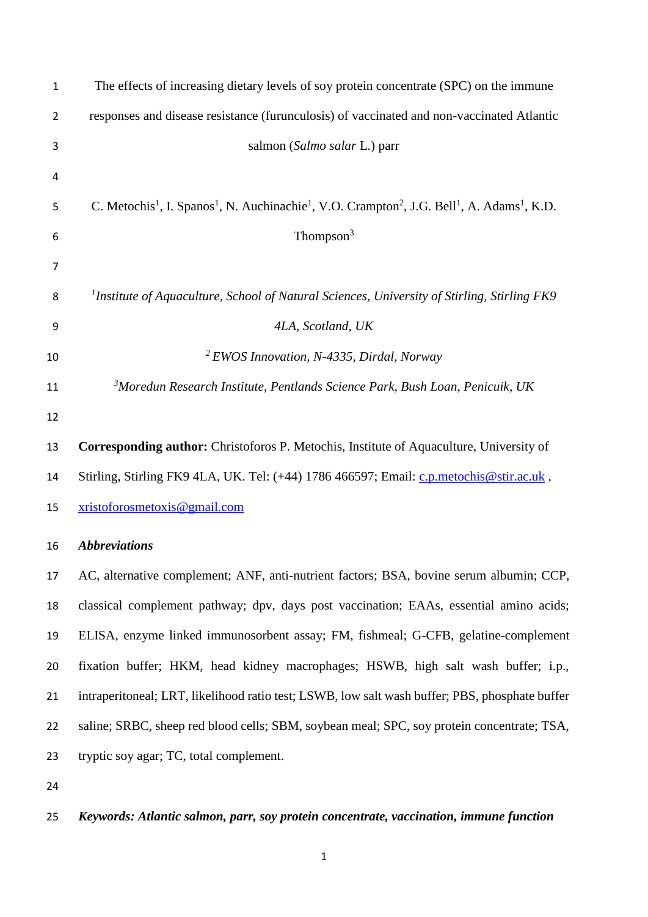# The effects of increasing dietary levels of soy protein concentrate (SPC) on the immune responses and disease resistance (furunculosis) of vaccinated and non-vaccinated Atlantic salmon (*Salmo salar* L.) parr

C. Metochis[1], I. Spanos[1], N. Auchinachie[1], V.O. Crampton[2], J.G. Bell[1], A. Adams[1], K.D. Thompson[3]

[1]*Institute of Aquaculture, School of Natural Sciences, University of Stirling, Stirling FK9 4LA, Scotland, UK*

[2]*EWOS Innovation, N-4335, Dirdal, Norway*

[3]*Moredun Research Institute, Pentlands Science Park, Bush Loan, Penicuik, UK*

**Corresponding author:** Christoforos P. Metochis, Institute of Aquaculture, University of Stirling, Stirling FK9 4LA, UK. Tel: (+44) 1786 466597; Email: c.p.metochis@stir.ac.uk , xristoforosmetoxis@gmail.com

***Abbreviations***

AC, alternative complement; ANF, anti-nutrient factors; BSA, bovine serum albumin; CCP, classical complement pathway; dpv, days post vaccination; EAAs, essential amino acids; ELISA, enzyme linked immunosorbent assay; FM, fishmeal; G-CFB, gelatine-complement fixation buffer; HKM, head kidney macrophages; HSWB, high salt wash buffer; i.p., intraperitoneal; LRT, likelihood ratio test; LSWB, low salt wash buffer; PBS, phosphate buffer saline; SRBC, sheep red blood cells; SBM, soybean meal; SPC, soy protein concentrate; TSA, tryptic soy agar; TC, total complement.

***Keywords: Atlantic salmon, parr, soy protein concentrate, vaccination, immune function***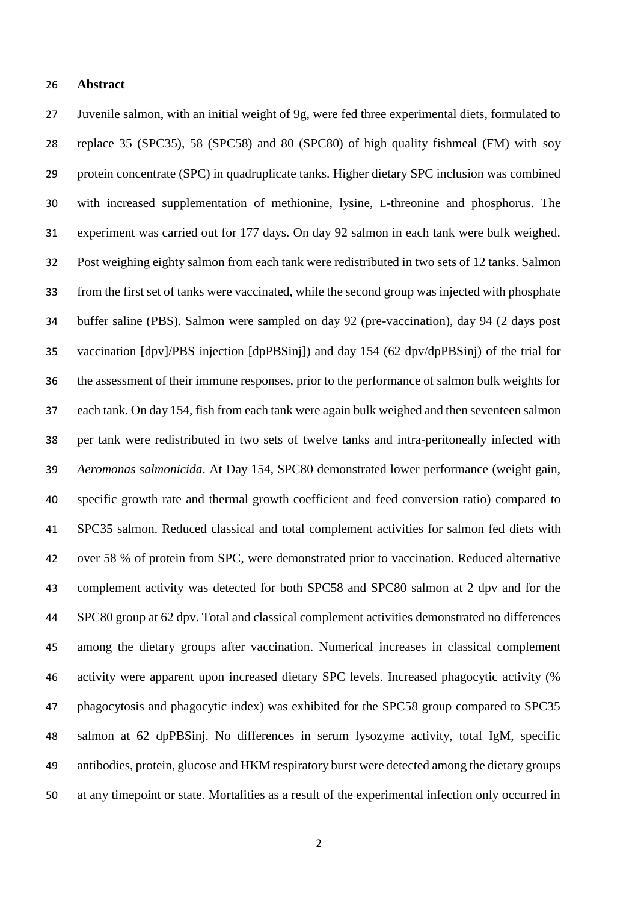**Abstract**

Juvenile salmon, with an initial weight of 9g, were fed three experimental diets, formulated to replace 35 (SPC35), 58 (SPC58) and 80 (SPC80) of high quality fishmeal (FM) with soy protein concentrate (SPC) in quadruplicate tanks. Higher dietary SPC inclusion was combined with increased supplementation of methionine, lysine, L-threonine and phosphorus. The experiment was carried out for 177 days. On day 92 salmon in each tank were bulk weighed. Post weighing eighty salmon from each tank were redistributed in two sets of 12 tanks. Salmon from the first set of tanks were vaccinated, while the second group was injected with phosphate buffer saline (PBS). Salmon were sampled on day 92 (pre-vaccination), day 94 (2 days post vaccination [dpv]/PBS injection [dpPBSinj]) and day 154 (62 dpv/dpPBSinj) of the trial for the assessment of their immune responses, prior to the performance of salmon bulk weights for each tank. On day 154, fish from each tank were again bulk weighed and then seventeen salmon per tank were redistributed in two sets of twelve tanks and intra-peritoneally infected with *Aeromonas salmonicida*. At Day 154, SPC80 demonstrated lower performance (weight gain, specific growth rate and thermal growth coefficient and feed conversion ratio) compared to SPC35 salmon. Reduced classical and total complement activities for salmon fed diets with over 58 % of protein from SPC, were demonstrated prior to vaccination. Reduced alternative complement activity was detected for both SPC58 and SPC80 salmon at 2 dpv and for the SPC80 group at 62 dpv. Total and classical complement activities demonstrated no differences among the dietary groups after vaccination. Numerical increases in classical complement activity were apparent upon increased dietary SPC levels. Increased phagocytic activity (% phagocytosis and phagocytic index) was exhibited for the SPC58 group compared to SPC35 salmon at 62 dpPBSinj. No differences in serum lysozyme activity, total IgM, specific antibodies, protein, glucose and HKM respiratory burst were detected among the dietary groups at any timepoint or state. Mortalities as a result of the experimental infection only occurred in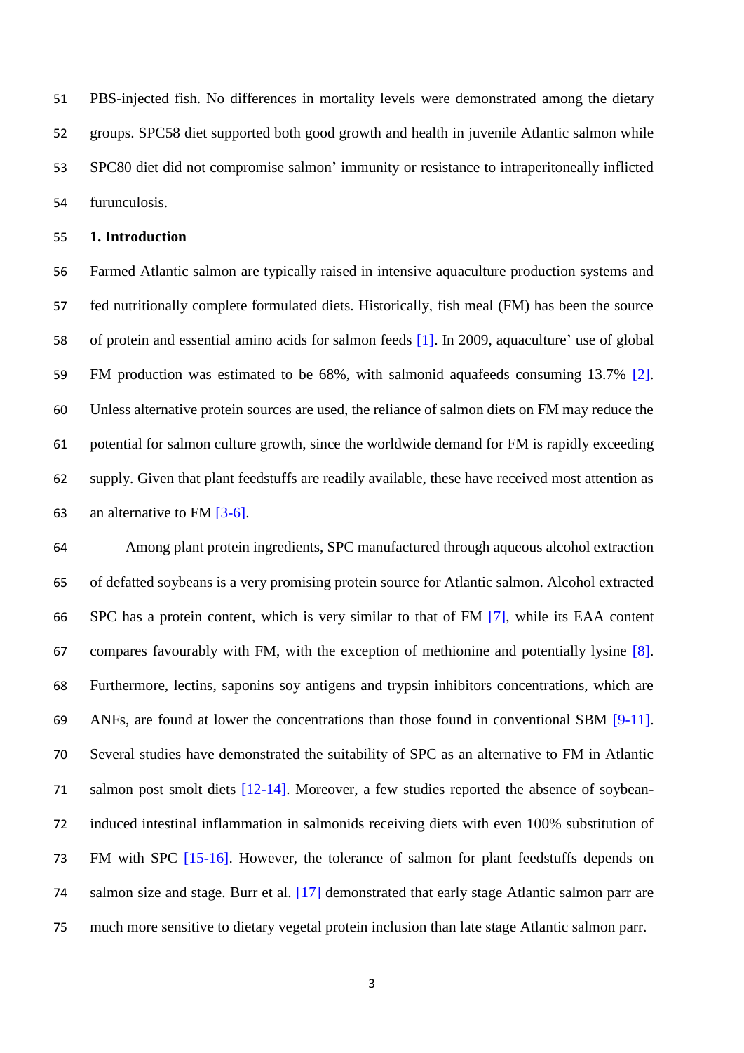PBS-injected fish. No differences in mortality levels were demonstrated among the dietary groups. SPC58 diet supported both good growth and health in juvenile Atlantic salmon while SPC80 diet did not compromise salmon' immunity or resistance to intraperitoneally inflicted furunculosis.

## 1. Introduction

Farmed Atlantic salmon are typically raised in intensive aquaculture production systems and fed nutritionally complete formulated diets. Historically, fish meal (FM) has been the source of protein and essential amino acids for salmon feeds [1]. In 2009, aquaculture' use of global FM production was estimated to be 68%, with salmonid aquafeeds consuming 13.7% [2]. Unless alternative protein sources are used, the reliance of salmon diets on FM may reduce the potential for salmon culture growth, since the worldwide demand for FM is rapidly exceeding supply. Given that plant feedstuffs are readily available, these have received most attention as an alternative to FM [3-6].

Among plant protein ingredients, SPC manufactured through aqueous alcohol extraction of defatted soybeans is a very promising protein source for Atlantic salmon. Alcohol extracted SPC has a protein content, which is very similar to that of FM [7], while its EAA content compares favourably with FM, with the exception of methionine and potentially lysine [8]. Furthermore, lectins, saponins soy antigens and trypsin inhibitors concentrations, which are ANFs, are found at lower the concentrations than those found in conventional SBM [9-11]. Several studies have demonstrated the suitability of SPC as an alternative to FM in Atlantic salmon post smolt diets [12-14]. Moreover, a few studies reported the absence of soybean-induced intestinal inflammation in salmonids receiving diets with even 100% substitution of FM with SPC [15-16]. However, the tolerance of salmon for plant feedstuffs depends on salmon size and stage. Burr et al. [17] demonstrated that early stage Atlantic salmon parr are much more sensitive to dietary vegetal protein inclusion than late stage Atlantic salmon parr.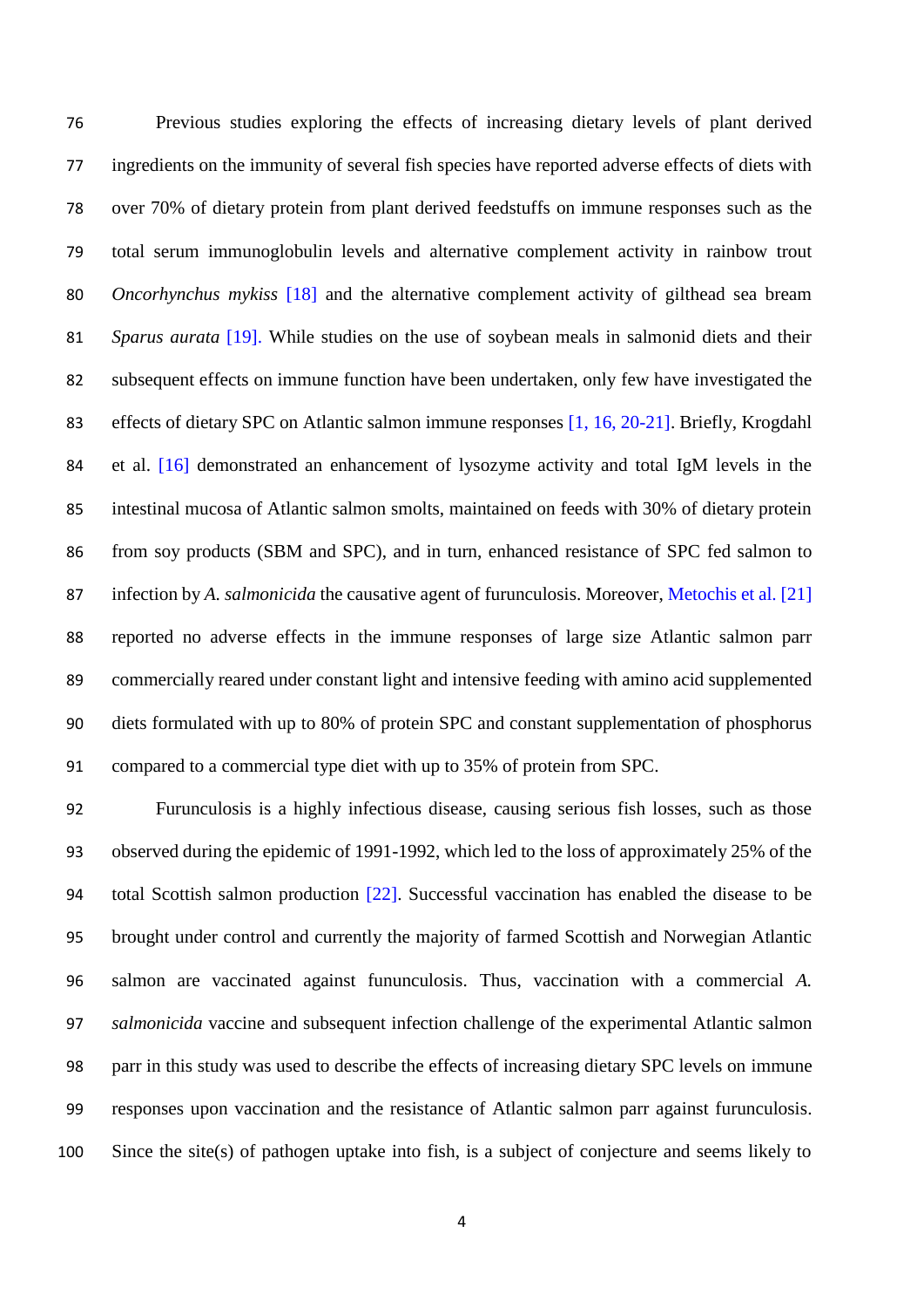Previous studies exploring the effects of increasing dietary levels of plant derived ingredients on the immunity of several fish species have reported adverse effects of diets with over 70% of dietary protein from plant derived feedstuffs on immune responses such as the total serum immunoglobulin levels and alternative complement activity in rainbow trout *Oncorhynchus mykiss* [18] and the alternative complement activity of gilthead sea bream *Sparus aurata* [19]. While studies on the use of soybean meals in salmonid diets and their subsequent effects on immune function have been undertaken, only few have investigated the effects of dietary SPC on Atlantic salmon immune responses [1, 16, 20-21]. Briefly, Krogdahl et al. [16] demonstrated an enhancement of lysozyme activity and total IgM levels in the intestinal mucosa of Atlantic salmon smolts, maintained on feeds with 30% of dietary protein from soy products (SBM and SPC), and in turn, enhanced resistance of SPC fed salmon to infection by *A. salmonicida* the causative agent of furunculosis. Moreover, Metochis et al. [21] reported no adverse effects in the immune responses of large size Atlantic salmon parr commercially reared under constant light and intensive feeding with amino acid supplemented diets formulated with up to 80% of protein SPC and constant supplementation of phosphorus compared to a commercial type diet with up to 35% of protein from SPC.

Furunculosis is a highly infectious disease, causing serious fish losses, such as those observed during the epidemic of 1991-1992, which led to the loss of approximately 25% of the total Scottish salmon production [22]. Successful vaccination has enabled the disease to be brought under control and currently the majority of farmed Scottish and Norwegian Atlantic salmon are vaccinated against fununculosis. Thus, vaccination with a commercial *A. salmonicida* vaccine and subsequent infection challenge of the experimental Atlantic salmon parr in this study was used to describe the effects of increasing dietary SPC levels on immune responses upon vaccination and the resistance of Atlantic salmon parr against furunculosis. Since the site(s) of pathogen uptake into fish, is a subject of conjecture and seems likely to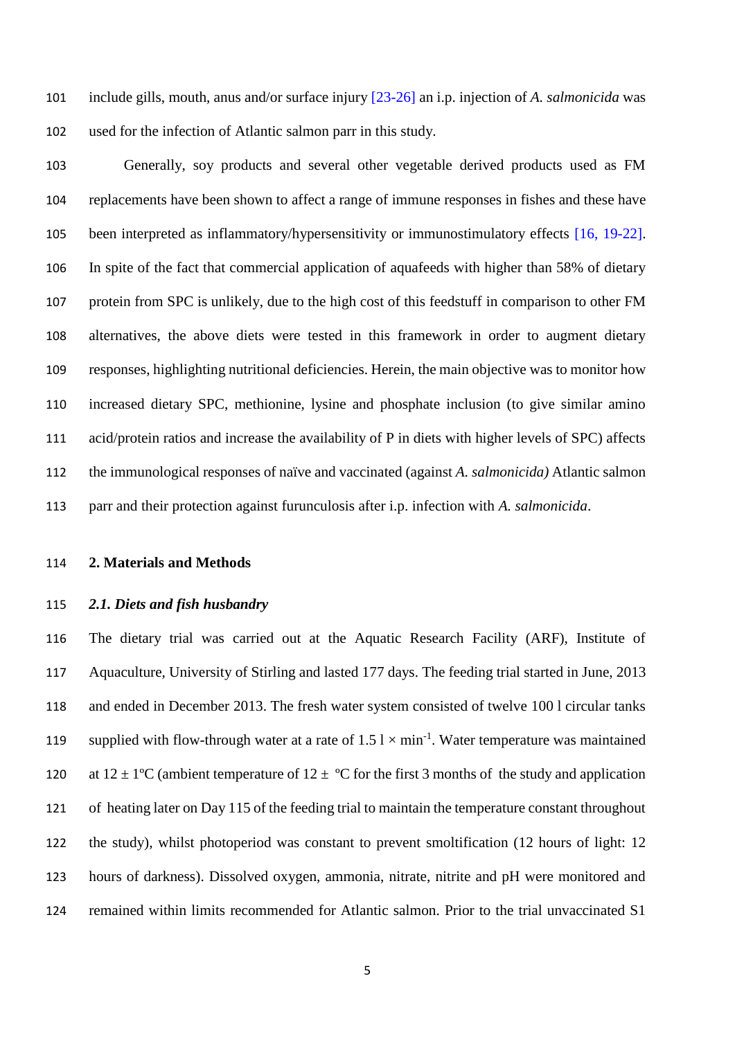include gills, mouth, anus and/or surface injury [23-26] an i.p. injection of *A. salmonicida* was used for the infection of Atlantic salmon parr in this study.

Generally, soy products and several other vegetable derived products used as FM replacements have been shown to affect a range of immune responses in fishes and these have been interpreted as inflammatory/hypersensitivity or immunostimulatory effects [16, 19-22]. In spite of the fact that commercial application of aquafeeds with higher than 58% of dietary protein from SPC is unlikely, due to the high cost of this feedstuff in comparison to other FM alternatives, the above diets were tested in this framework in order to augment dietary responses, highlighting nutritional deficiencies. Herein, the main objective was to monitor how increased dietary SPC, methionine, lysine and phosphate inclusion (to give similar amino acid/protein ratios and increase the availability of P in diets with higher levels of SPC) affects the immunological responses of naïve and vaccinated (against *A. salmonicida)* Atlantic salmon parr and their protection against furunculosis after i.p. infection with *A. salmonicida*.

## 2. Materials and Methods

### *2.1. Diets and fish husbandry*

The dietary trial was carried out at the Aquatic Research Facility (ARF), Institute of Aquaculture, University of Stirling and lasted 177 days. The feeding trial started in June, 2013 and ended in December 2013. The fresh water system consisted of twelve 100 l circular tanks supplied with flow-through water at a rate of 1.5 l × $min^{-1}$. Water temperature was maintained at 12 ± 1ºC (ambient temperature of 12 ± ºC for the first 3 months of the study and application of heating later on Day 115 of the feeding trial to maintain the temperature constant throughout the study), whilst photoperiod was constant to prevent smoltification (12 hours of light: 12 hours of darkness). Dissolved oxygen, ammonia, nitrate, nitrite and pH were monitored and remained within limits recommended for Atlantic salmon. Prior to the trial unvaccinated S1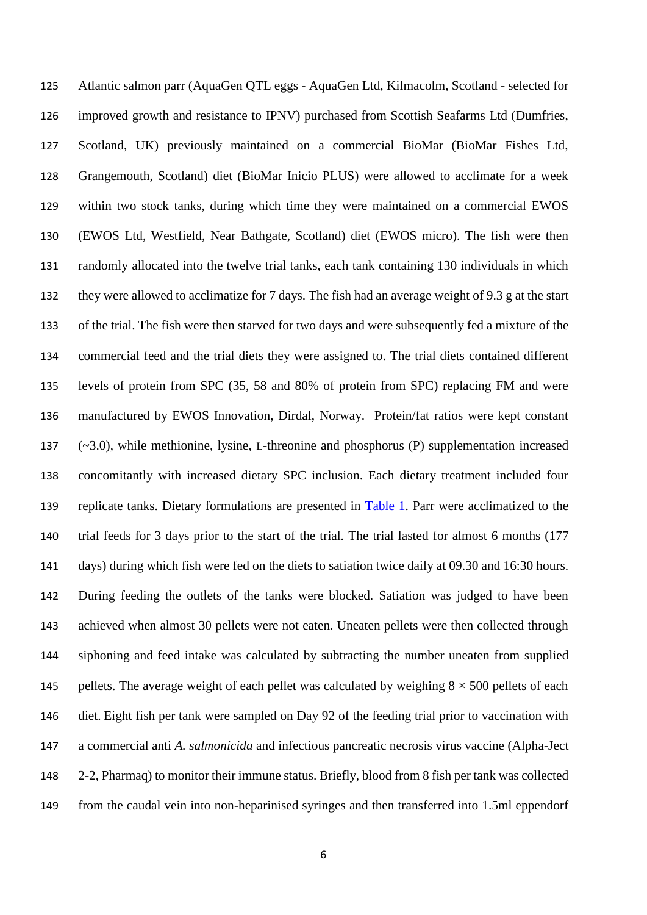Atlantic salmon parr (AquaGen QTL eggs - AquaGen Ltd, Kilmacolm, Scotland - selected for improved growth and resistance to IPNV) purchased from Scottish Seafarms Ltd (Dumfries, Scotland, UK) previously maintained on a commercial BioMar (BioMar Fishes Ltd, Grangemouth, Scotland) diet (BioMar Inicio PLUS) were allowed to acclimate for a week within two stock tanks, during which time they were maintained on a commercial EWOS (EWOS Ltd, Westfield, Near Bathgate, Scotland) diet (EWOS micro). The fish were then randomly allocated into the twelve trial tanks, each tank containing 130 individuals in which they were allowed to acclimatize for 7 days. The fish had an average weight of 9.3 g at the start of the trial. The fish were then starved for two days and were subsequently fed a mixture of the commercial feed and the trial diets they were assigned to. The trial diets contained different levels of protein from SPC (35, 58 and 80% of protein from SPC) replacing FM and were manufactured by EWOS Innovation, Dirdal, Norway. Protein/fat ratios were kept constant (~3.0), while methionine, lysine, L-threonine and phosphorus (P) supplementation increased concomitantly with increased dietary SPC inclusion. Each dietary treatment included four replicate tanks. Dietary formulations are presented in Table 1. Parr were acclimatized to the trial feeds for 3 days prior to the start of the trial. The trial lasted for almost 6 months (177 days) during which fish were fed on the diets to satiation twice daily at 09.30 and 16:30 hours. During feeding the outlets of the tanks were blocked. Satiation was judged to have been achieved when almost 30 pellets were not eaten. Uneaten pellets were then collected through siphoning and feed intake was calculated by subtracting the number uneaten from supplied pellets. The average weight of each pellet was calculated by weighing $8 \times 500$ pellets of each diet. Eight fish per tank were sampled on Day 92 of the feeding trial prior to vaccination with a commercial anti *A. salmonicida* and infectious pancreatic necrosis virus vaccine (Alpha-Ject 2-2, Pharmaq) to monitor their immune status. Briefly, blood from 8 fish per tank was collected from the caudal vein into non-heparinised syringes and then transferred into 1.5ml eppendorf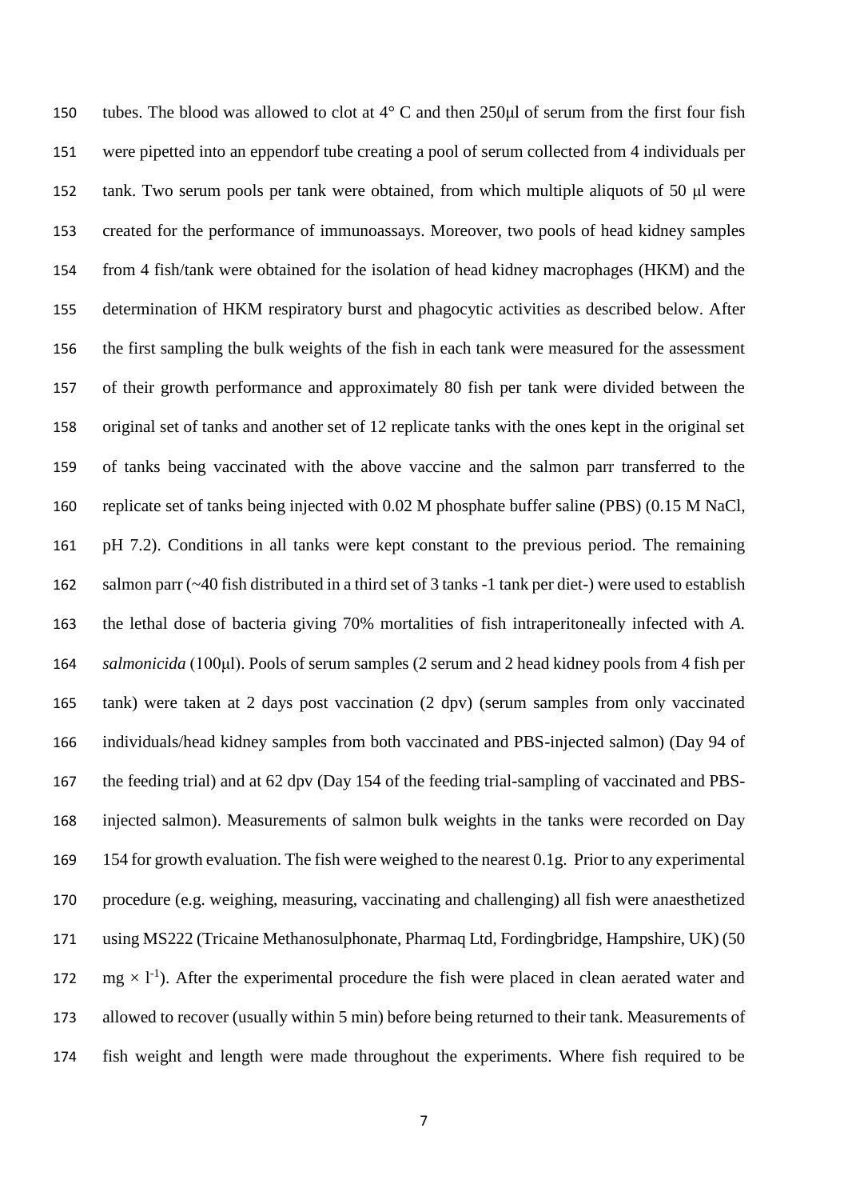tubes. The blood was allowed to clot at 4° C and then 250μl of serum from the first four fish were pipetted into an eppendorf tube creating a pool of serum collected from 4 individuals per tank. Two serum pools per tank were obtained, from which multiple aliquots of 50 μl were created for the performance of immunoassays. Moreover, two pools of head kidney samples from 4 fish/tank were obtained for the isolation of head kidney macrophages (HKM) and the determination of HKM respiratory burst and phagocytic activities as described below. After the first sampling the bulk weights of the fish in each tank were measured for the assessment of their growth performance and approximately 80 fish per tank were divided between the original set of tanks and another set of 12 replicate tanks with the ones kept in the original set of tanks being vaccinated with the above vaccine and the salmon parr transferred to the replicate set of tanks being injected with 0.02 M phosphate buffer saline (PBS) (0.15 M NaCl, pH 7.2). Conditions in all tanks were kept constant to the previous period. The remaining salmon parr (~40 fish distributed in a third set of 3 tanks -1 tank per diet-) were used to establish the lethal dose of bacteria giving 70% mortalities of fish intraperitoneally infected with *A. salmonicida* (100μl). Pools of serum samples (2 serum and 2 head kidney pools from 4 fish per tank) were taken at 2 days post vaccination (2 dpv) (serum samples from only vaccinated individuals/head kidney samples from both vaccinated and PBS-injected salmon) (Day 94 of the feeding trial) and at 62 dpv (Day 154 of the feeding trial-sampling of vaccinated and PBS-injected salmon). Measurements of salmon bulk weights in the tanks were recorded on Day 154 for growth evaluation. The fish were weighed to the nearest 0.1g. Prior to any experimental procedure (e.g. weighing, measuring, vaccinating and challenging) all fish were anaesthetized using MS222 (Tricaine Methanosulphonate, Pharmaq Ltd, Fordingbridge, Hampshire, UK) (50 mg $\times$ $l^{-1}$). After the experimental procedure the fish were placed in clean aerated water and allowed to recover (usually within 5 min) before being returned to their tank. Measurements of fish weight and length were made throughout the experiments. Where fish required to be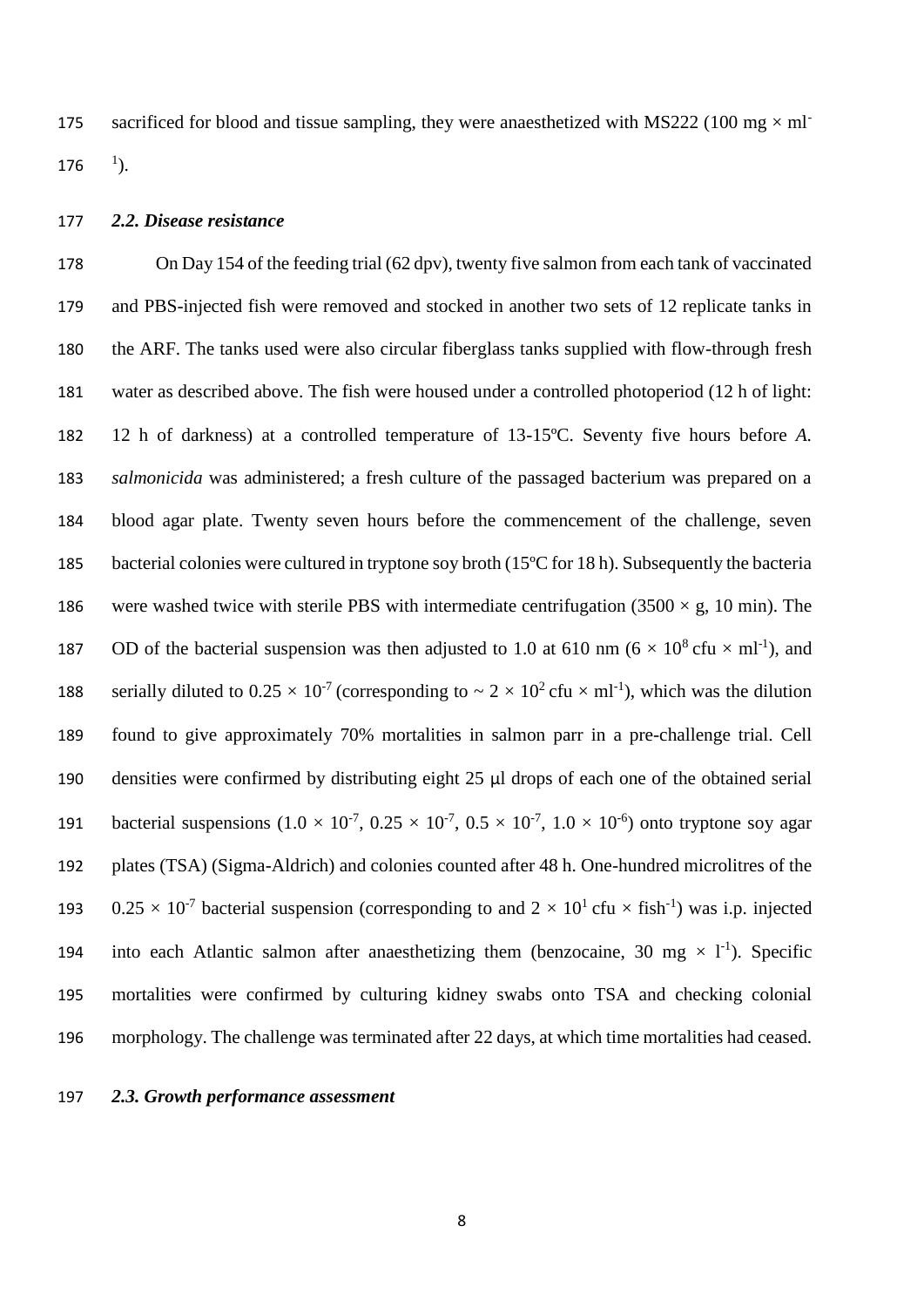sacrificed for blood and tissue sampling, they were anaesthetized with MS222 (100 mg × ml$^{-1}$).

### *2.2. Disease resistance*

On Day 154 of the feeding trial (62 dpv), twenty five salmon from each tank of vaccinated and PBS-injected fish were removed and stocked in another two sets of 12 replicate tanks in the ARF. The tanks used were also circular fiberglass tanks supplied with flow-through fresh water as described above. The fish were housed under a controlled photoperiod (12 h of light: 12 h of darkness) at a controlled temperature of 13-15ºC. Seventy five hours before *A. salmonicida* was administered; a fresh culture of the passaged bacterium was prepared on a blood agar plate. Twenty seven hours before the commencement of the challenge, seven bacterial colonies were cultured in tryptone soy broth (15ºC for 18 h). Subsequently the bacteria were washed twice with sterile PBS with intermediate centrifugation (3500 × g, 10 min). The OD of the bacterial suspension was then adjusted to 1.0 at 610 nm ($6 \times 10^8$ cfu × ml$^{-1}$), and serially diluted to $0.25 \times 10^{-7}$ (corresponding to ~ $2 \times 10^2$ cfu × ml$^{-1}$), which was the dilution found to give approximately 70% mortalities in salmon parr in a pre-challenge trial. Cell densities were confirmed by distributing eight 25 μl drops of each one of the obtained serial bacterial suspensions ($1.0 \times 10^{-7}$, $0.25 \times 10^{-7}$, $0.5 \times 10^{-7}$, $1.0 \times 10^{-6}$) onto tryptone soy agar plates (TSA) (Sigma-Aldrich) and colonies counted after 48 h. One-hundred microlitres of the $0.25 \times 10^{-7}$ bacterial suspension (corresponding to and $2 \times 10^1$ cfu × fish$^{-1}$) was i.p. injected into each Atlantic salmon after anaesthetizing them (benzocaine, 30 mg × l$^{-1}$). Specific mortalities were confirmed by culturing kidney swabs onto TSA and checking colonial morphology. The challenge was terminated after 22 days, at which time mortalities had ceased.

### *2.3. Growth performance assessment*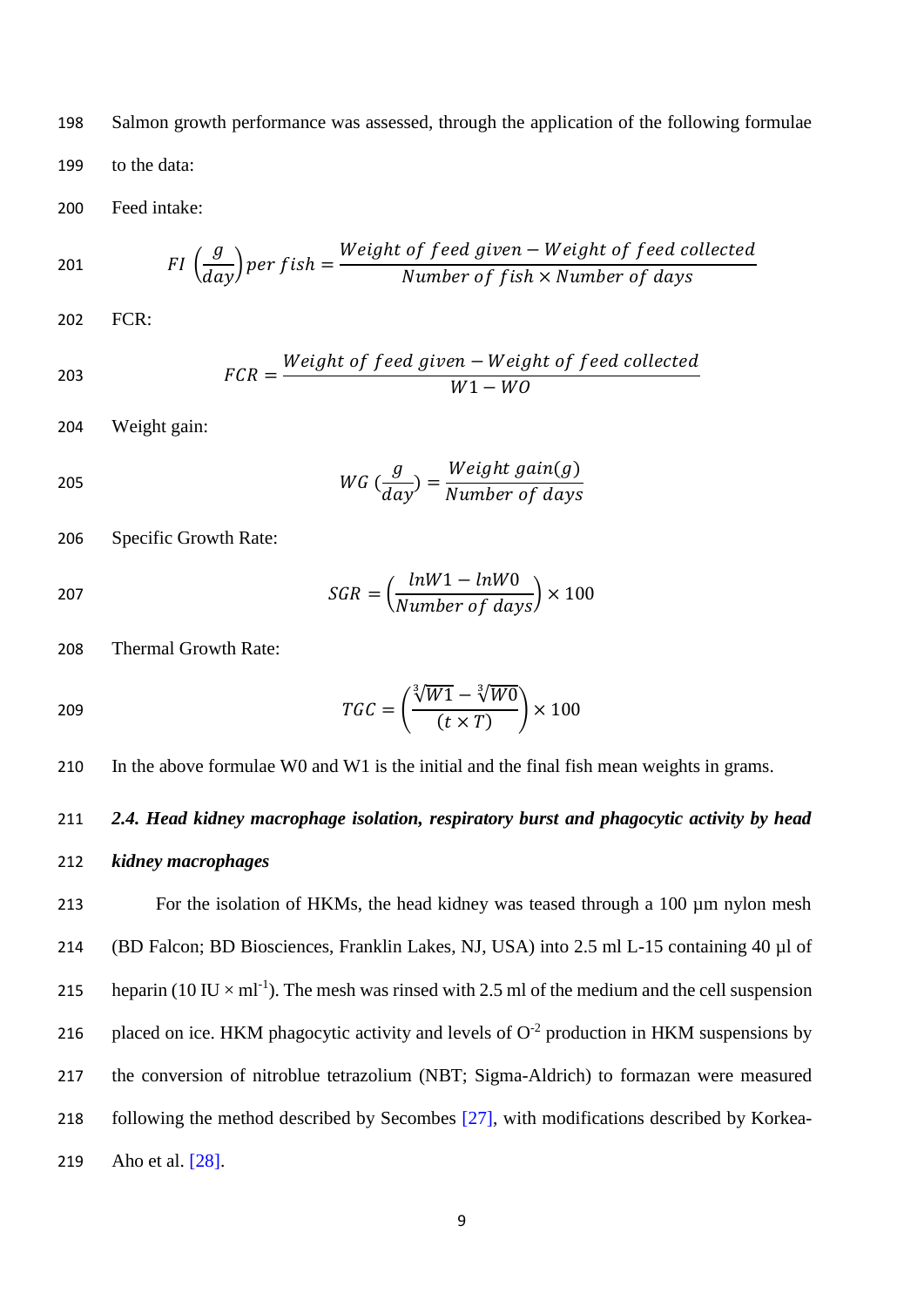Salmon growth performance was assessed, through the application of the following formulae to the data:

Feed intake:

$$FI\left(\frac{g}{day}\right) per\ fish = \frac{Weight\ of\ feed\ given - Weight\ of\ feed\ collected}{Number\ of\ fish \times Number\ of\ days}$$

FCR:

$$FCR = \frac{Weight\ of\ feed\ given - Weight\ of\ feed\ collected}{W1 - WO}$$

Weight gain:

$$WG\ (\frac{g}{day}) = \frac{Weight\ gain(g)}{Number\ of\ days}$$

Specific Growth Rate:

$$SGR = \left(\frac{lnW1 - lnW0}{Number\ of\ days}\right) \times 100$$

Thermal Growth Rate:

$$TGC = \left(\frac{\sqrt[3]{W1} - \sqrt[3]{W0}}{(t \times T)}\right) \times 100$$

In the above formulae W0 and W1 is the initial and the final fish mean weights in grams.

### *2.4. Head kidney macrophage isolation, respiratory burst and phagocytic activity by head kidney macrophages*

For the isolation of HKMs, the head kidney was teased through a 100 µm nylon mesh (BD Falcon; BD Biosciences, Franklin Lakes, NJ, USA) into 2.5 ml L-15 containing 40 µl of heparin (10 IU × $ml^{-1}$). The mesh was rinsed with 2.5 ml of the medium and the cell suspension placed on ice. HKM phagocytic activity and levels of $O^{-2}$ production in HKM suspensions by the conversion of nitroblue tetrazolium (NBT; Sigma-Aldrich) to formazan were measured following the method described by Secombes [27], with modifications described by Korkea-Aho et al. [28].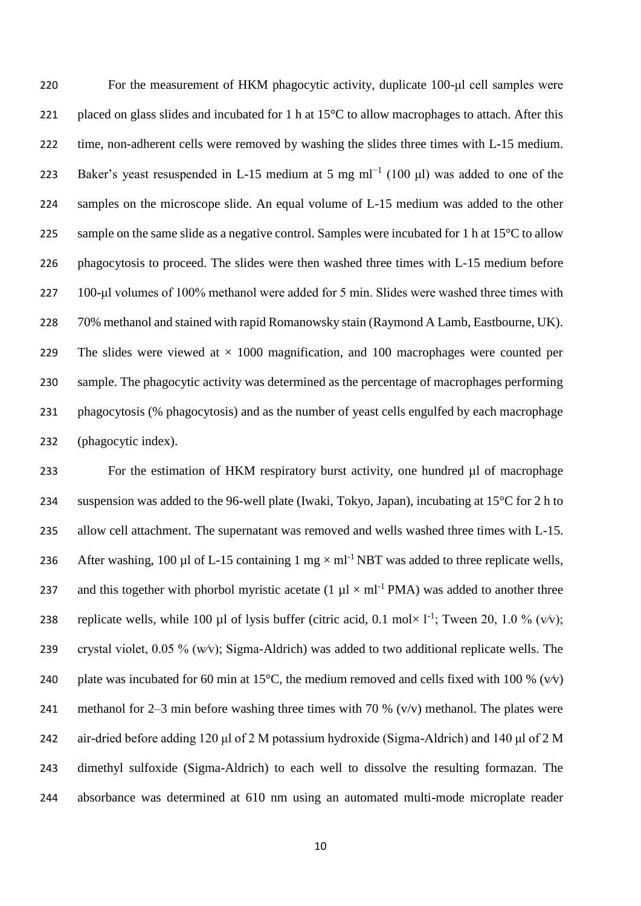For the measurement of HKM phagocytic activity, duplicate 100-μl cell samples were placed on glass slides and incubated for 1 h at 15°C to allow macrophages to attach. After this time, non-adherent cells were removed by washing the slides three times with L-15 medium. Baker's yeast resuspended in L-15 medium at 5 mg $ml^{-1}$ (100 μl) was added to one of the samples on the microscope slide. An equal volume of L-15 medium was added to the other sample on the same slide as a negative control. Samples were incubated for 1 h at 15°C to allow phagocytosis to proceed. The slides were then washed three times with L-15 medium before 100-μl volumes of 100% methanol were added for 5 min. Slides were washed three times with 70% methanol and stained with rapid Romanowsky stain (Raymond A Lamb, Eastbourne, UK). The slides were viewed at × 1000 magnification, and 100 macrophages were counted per sample. The phagocytic activity was determined as the percentage of macrophages performing phagocytosis (% phagocytosis) and as the number of yeast cells engulfed by each macrophage (phagocytic index).

For the estimation of HKM respiratory burst activity, one hundred µl of macrophage suspension was added to the 96-well plate (Iwaki, Tokyo, Japan), incubating at 15°C for 2 h to allow cell attachment. The supernatant was removed and wells washed three times with L-15. After washing, 100 µl of L-15 containing 1 mg × $ml^{-1}$ NBT was added to three replicate wells, and this together with phorbol myristic acetate (1 µl × $ml^{-1}$ PMA) was added to another three replicate wells, while 100 µl of lysis buffer (citric acid, 0.1 mol× $l^{-1}$; Tween 20, 1.0 % (v⁄v); crystal violet, 0.05 % (w⁄v); Sigma-Aldrich) was added to two additional replicate wells. The plate was incubated for 60 min at 15°C, the medium removed and cells fixed with 100 % (v⁄v) methanol for 2–3 min before washing three times with 70 % (v/v) methanol. The plates were air-dried before adding 120 μl of 2 M potassium hydroxide (Sigma-Aldrich) and 140 μl of 2 M dimethyl sulfoxide (Sigma-Aldrich) to each well to dissolve the resulting formazan. The absorbance was determined at 610 nm using an automated multi-mode microplate reader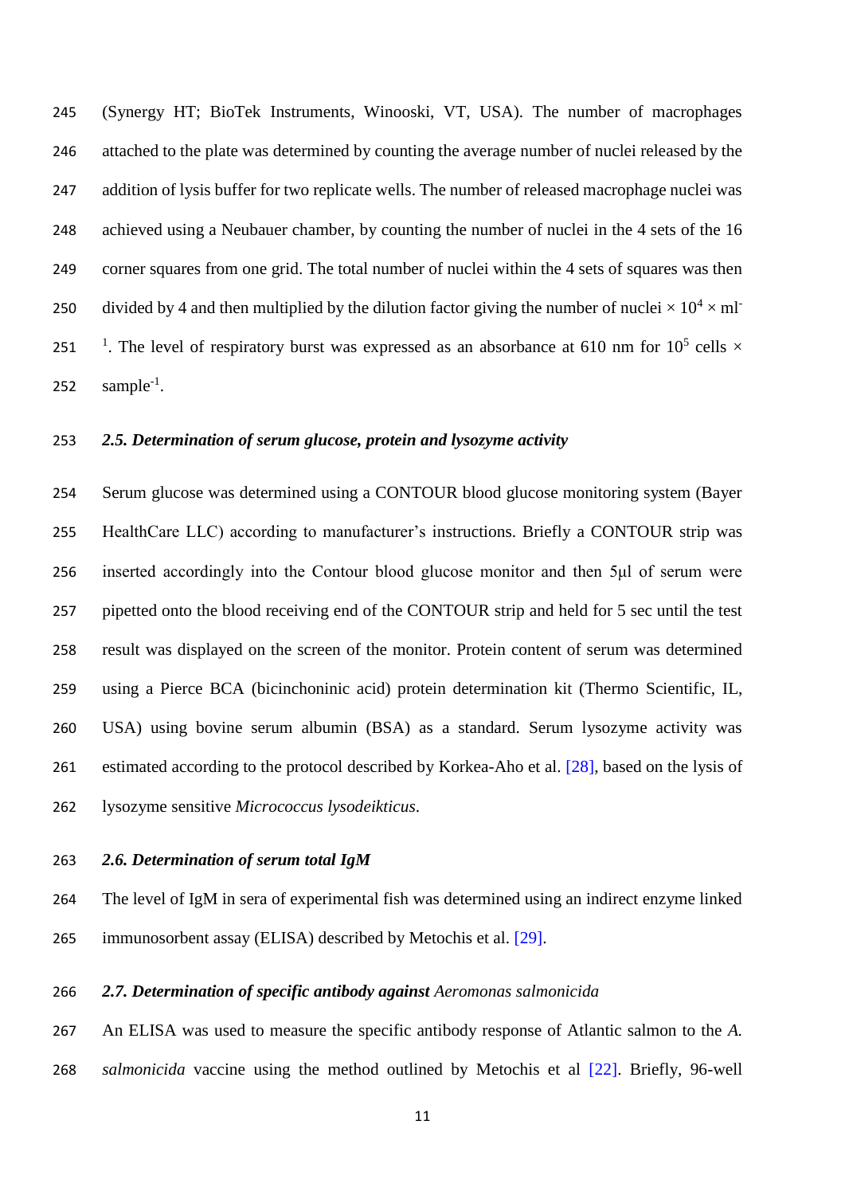(Synergy HT; BioTek Instruments, Winooski, VT, USA). The number of macrophages attached to the plate was determined by counting the average number of nuclei released by the addition of lysis buffer for two replicate wells. The number of released macrophage nuclei was achieved using a Neubauer chamber, by counting the number of nuclei in the 4 sets of the 16 corner squares from one grid. The total number of nuclei within the 4 sets of squares was then divided by 4 and then multiplied by the dilution factor giving the number of nuclei $\times 10^4 \times ml^{-1}$. The level of respiratory burst was expressed as an absorbance at 610 nm for $10^5$ cells $\times$ sample$^{-1}$.

### *2.5. Determination of serum glucose, protein and lysozyme activity*

Serum glucose was determined using a CONTOUR blood glucose monitoring system (Bayer HealthCare LLC) according to manufacturer's instructions. Briefly a CONTOUR strip was inserted accordingly into the Contour blood glucose monitor and then 5μl of serum were pipetted onto the blood receiving end of the CONTOUR strip and held for 5 sec until the test result was displayed on the screen of the monitor. Protein content of serum was determined using a Pierce BCA (bicinchoninic acid) protein determination kit (Thermo Scientific, IL, USA) using bovine serum albumin (BSA) as a standard. Serum lysozyme activity was estimated according to the protocol described by Korkea-Aho et al. [28], based on the lysis of lysozyme sensitive *Micrococcus lysodeikticus*.

### *2.6. Determination of serum total IgM*

The level of IgM in sera of experimental fish was determined using an indirect enzyme linked immunosorbent assay (ELISA) described by Metochis et al. [29].

### *2.7. Determination of specific antibody against* Aeromonas salmonicida

An ELISA was used to measure the specific antibody response of Atlantic salmon to the *A. salmonicida* vaccine using the method outlined by Metochis et al [22]. Briefly, 96-well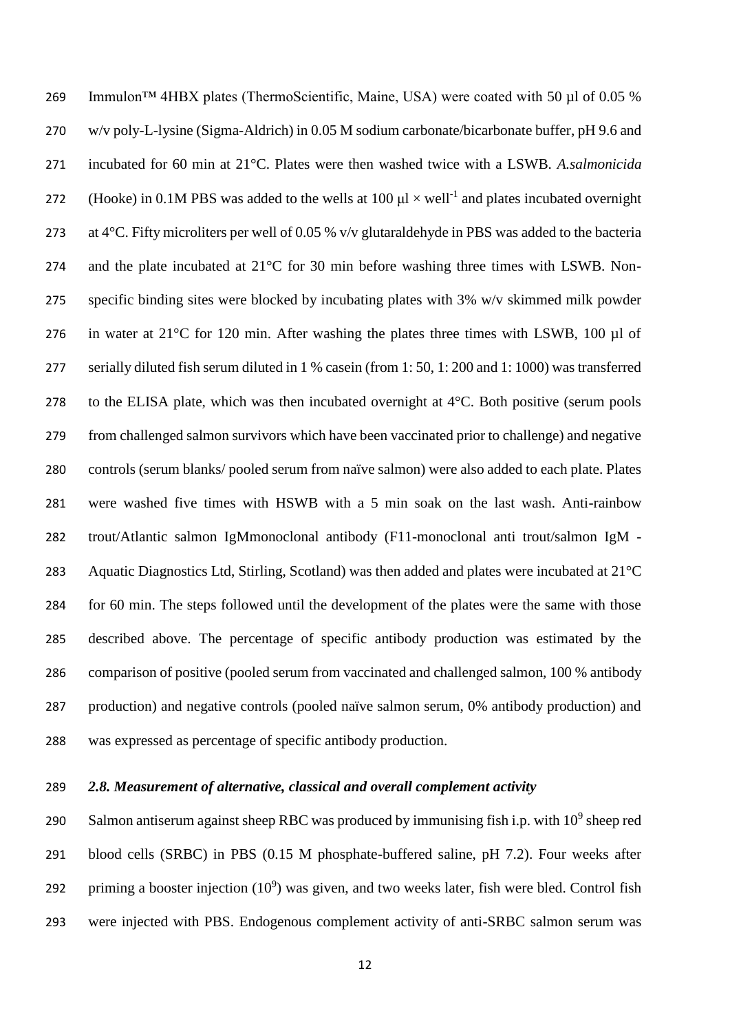Immulon™ 4HBX plates (ThermoScientific, Maine, USA) were coated with 50 µl of 0.05 % w/v poly-L-lysine (Sigma-Aldrich) in 0.05 M sodium carbonate/bicarbonate buffer, pH 9.6 and incubated for 60 min at 21°C. Plates were then washed twice with a LSWB. *A.salmonicida* (Hooke) in 0.1M PBS was added to the wells at 100 µl × well$^{-1}$ and plates incubated overnight at 4°C. Fifty microliters per well of 0.05 % v/v glutaraldehyde in PBS was added to the bacteria and the plate incubated at 21°C for 30 min before washing three times with LSWB. Non-specific binding sites were blocked by incubating plates with 3% w/v skimmed milk powder in water at 21°C for 120 min. After washing the plates three times with LSWB, 100 µl of serially diluted fish serum diluted in 1 % casein (from 1: 50, 1: 200 and 1: 1000) was transferred to the ELISA plate, which was then incubated overnight at 4°C. Both positive (serum pools from challenged salmon survivors which have been vaccinated prior to challenge) and negative controls (serum blanks/ pooled serum from naïve salmon) were also added to each plate. Plates were washed five times with HSWB with a 5 min soak on the last wash. Anti-rainbow trout/Atlantic salmon IgMmonoclonal antibody (F11-monoclonal anti trout/salmon IgM - Aquatic Diagnostics Ltd, Stirling, Scotland) was then added and plates were incubated at 21°C for 60 min. The steps followed until the development of the plates were the same with those described above. The percentage of specific antibody production was estimated by the comparison of positive (pooled serum from vaccinated and challenged salmon, 100 % antibody production) and negative controls (pooled naïve salmon serum, 0% antibody production) and was expressed as percentage of specific antibody production.

### *2.8. Measurement of alternative, classical and overall complement activity*

Salmon antiserum against sheep RBC was produced by immunising fish i.p. with $10^9$ sheep red blood cells (SRBC) in PBS (0.15 M phosphate-buffered saline, pH 7.2). Four weeks after priming a booster injection ($10^9$) was given, and two weeks later, fish were bled. Control fish were injected with PBS. Endogenous complement activity of anti-SRBC salmon serum was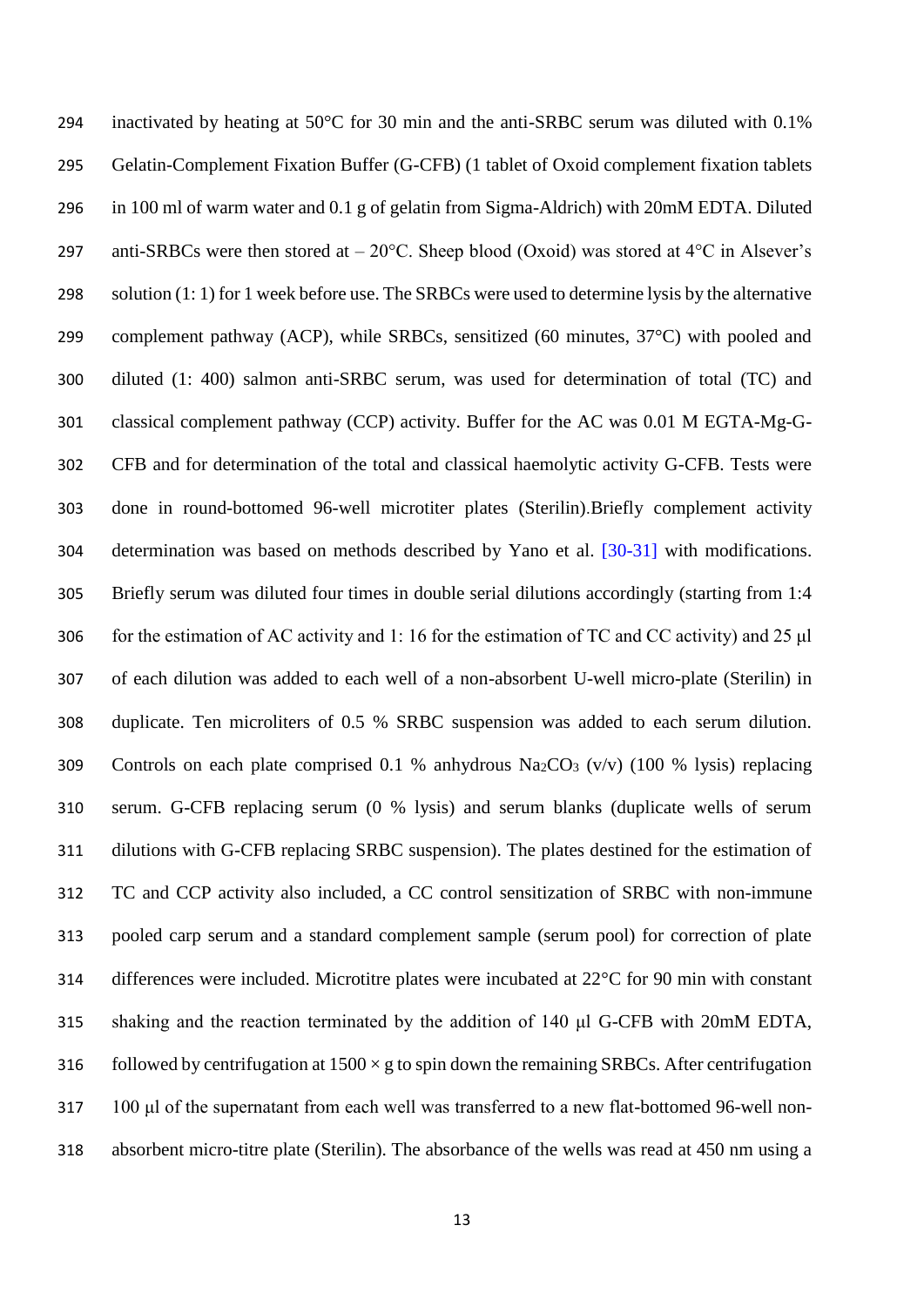inactivated by heating at 50°C for 30 min and the anti-SRBC serum was diluted with 0.1% Gelatin-Complement Fixation Buffer (G-CFB) (1 tablet of Oxoid complement fixation tablets in 100 ml of warm water and 0.1 g of gelatin from Sigma-Aldrich) with 20mM EDTA. Diluted anti-SRBCs were then stored at – 20°C. Sheep blood (Oxoid) was stored at 4°C in Alsever's solution (1: 1) for 1 week before use. The SRBCs were used to determine lysis by the alternative complement pathway (ACP), while SRBCs, sensitized (60 minutes, 37°C) with pooled and diluted (1: 400) salmon anti-SRBC serum, was used for determination of total (TC) and classical complement pathway (CCP) activity. Buffer for the AC was 0.01 M EGTA-Mg-G-CFB and for determination of the total and classical haemolytic activity G-CFB. Tests were done in round-bottomed 96-well microtiter plates (Sterilin).Briefly complement activity determination was based on methods described by Yano et al. [30-31] with modifications. Briefly serum was diluted four times in double serial dilutions accordingly (starting from 1:4 for the estimation of AC activity and 1: 16 for the estimation of TC and CC activity) and 25 µl of each dilution was added to each well of a non-absorbent U-well micro-plate (Sterilin) in duplicate. Ten microliters of 0.5 % SRBC suspension was added to each serum dilution. Controls on each plate comprised 0.1 % anhydrous $Na_2CO_3$ (v/v) (100 % lysis) replacing serum. G-CFB replacing serum (0 % lysis) and serum blanks (duplicate wells of serum dilutions with G-CFB replacing SRBC suspension). The plates destined for the estimation of TC and CCP activity also included, a CC control sensitization of SRBC with non-immune pooled carp serum and a standard complement sample (serum pool) for correction of plate differences were included. Microtitre plates were incubated at 22°C for 90 min with constant shaking and the reaction terminated by the addition of 140 µl G-CFB with 20mM EDTA, followed by centrifugation at 1500 × g to spin down the remaining SRBCs. After centrifugation 100 µl of the supernatant from each well was transferred to a new flat-bottomed 96-well non-absorbent micro-titre plate (Sterilin). The absorbance of the wells was read at 450 nm using a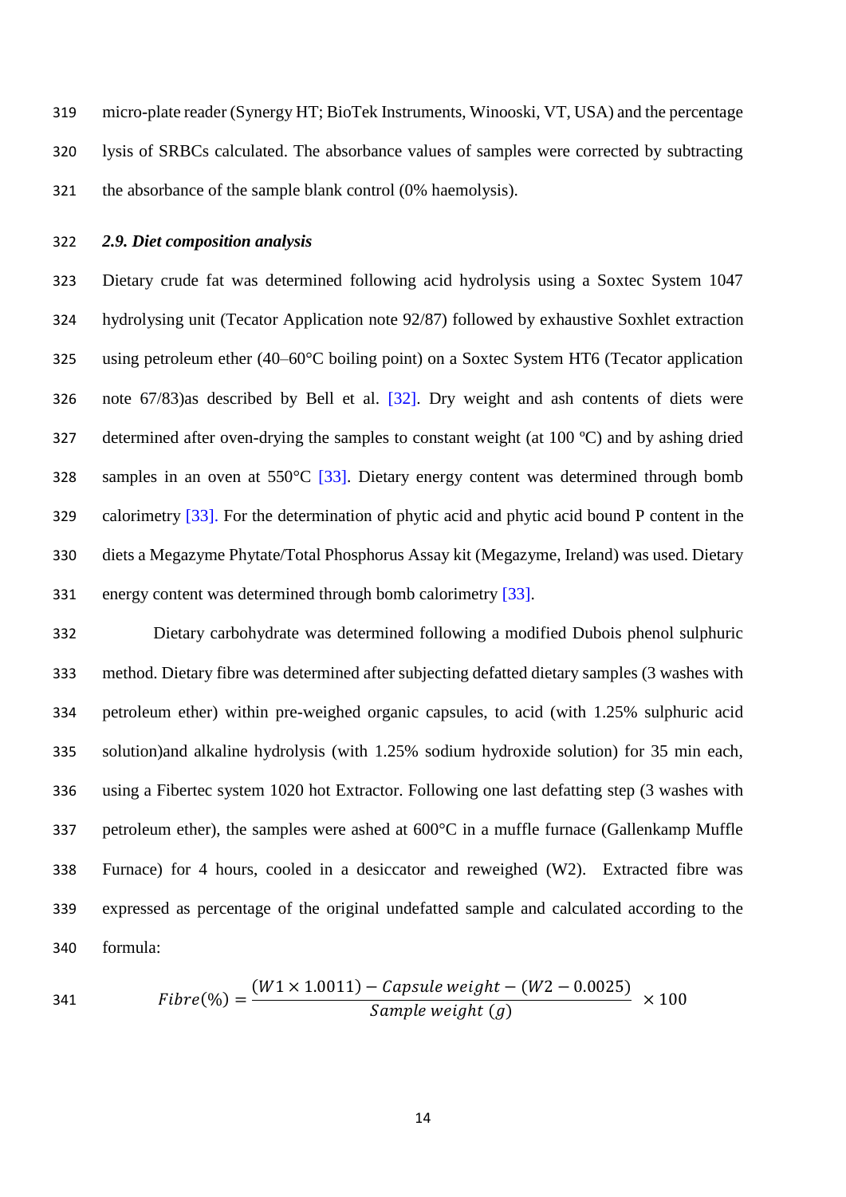micro-plate reader (Synergy HT; BioTek Instruments, Winooski, VT, USA) and the percentage lysis of SRBCs calculated. The absorbance values of samples were corrected by subtracting the absorbance of the sample blank control (0% haemolysis).

### *2.9. Diet composition analysis*

Dietary crude fat was determined following acid hydrolysis using a Soxtec System 1047 hydrolysing unit (Tecator Application note 92/87) followed by exhaustive Soxhlet extraction using petroleum ether (40–60°C boiling point) on a Soxtec System HT6 (Tecator application note 67/83)as described by Bell et al. [32]. Dry weight and ash contents of diets were determined after oven-drying the samples to constant weight (at 100 ºC) and by ashing dried samples in an oven at 550°C [33]. Dietary energy content was determined through bomb calorimetry [33]. For the determination of phytic acid and phytic acid bound P content in the diets a Megazyme Phytate/Total Phosphorus Assay kit (Megazyme, Ireland) was used. Dietary energy content was determined through bomb calorimetry [33].

Dietary carbohydrate was determined following a modified Dubois phenol sulphuric method. Dietary fibre was determined after subjecting defatted dietary samples (3 washes with petroleum ether) within pre-weighed organic capsules, to acid (with 1.25% sulphuric acid solution)and alkaline hydrolysis (with 1.25% sodium hydroxide solution) for 35 min each, using a Fibertec system 1020 hot Extractor. Following one last defatting step (3 washes with petroleum ether), the samples were ashed at 600°C in a muffle furnace (Gallenkamp Muffle Furnace) for 4 hours, cooled in a desiccator and reweighed (W2). Extracted fibre was expressed as percentage of the original undefatted sample and calculated according to the formula:

$$Fibre(\%) = \frac{(W1 \times 1.0011) - Capsule\ weight - (W2 - 0.0025)}{Sample\ weight\ (g)} \times 100$$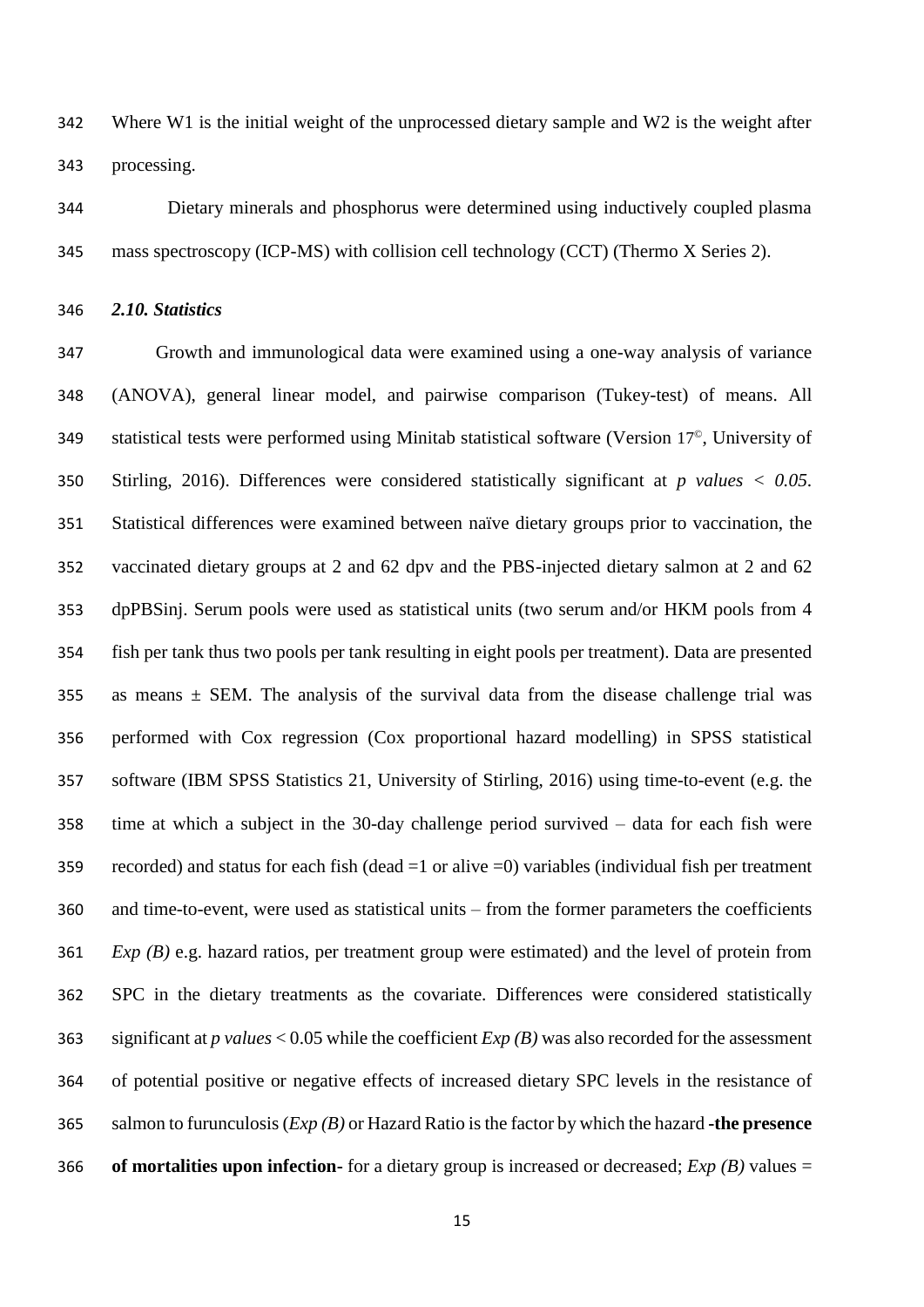Where W1 is the initial weight of the unprocessed dietary sample and W2 is the weight after processing.

Dietary minerals and phosphorus were determined using inductively coupled plasma mass spectroscopy (ICP-MS) with collision cell technology (CCT) (Thermo X Series 2).

### *2.10. Statistics*

Growth and immunological data were examined using a one-way analysis of variance (ANOVA), general linear model, and pairwise comparison (Tukey-test) of means. All statistical tests were performed using Minitab statistical software (Version 17©, University of Stirling, 2016). Differences were considered statistically significant at *p values < 0.05*. Statistical differences were examined between naïve dietary groups prior to vaccination, the vaccinated dietary groups at 2 and 62 dpv and the PBS-injected dietary salmon at 2 and 62 dpPBSinj. Serum pools were used as statistical units (two serum and/or HKM pools from 4 fish per tank thus two pools per tank resulting in eight pools per treatment). Data are presented as means ± SEM. The analysis of the survival data from the disease challenge trial was performed with Cox regression (Cox proportional hazard modelling) in SPSS statistical software (IBM SPSS Statistics 21, University of Stirling, 2016) using time-to-event (e.g. the time at which a subject in the 30-day challenge period survived – data for each fish were recorded) and status for each fish (dead =1 or alive =0) variables (individual fish per treatment and time-to-event, were used as statistical units – from the former parameters the coefficients *Exp (B)* e.g. hazard ratios, per treatment group were estimated) and the level of protein from SPC in the dietary treatments as the covariate. Differences were considered statistically significant at *p values* < 0.05 while the coefficient *Exp (B)* was also recorded for the assessment of potential positive or negative effects of increased dietary SPC levels in the resistance of salmon to furunculosis (*Exp (B)* or Hazard Ratio is the factor by which the hazard **-the presence of mortalities upon infection-** for a dietary group is increased or decreased; *Exp (B)* values =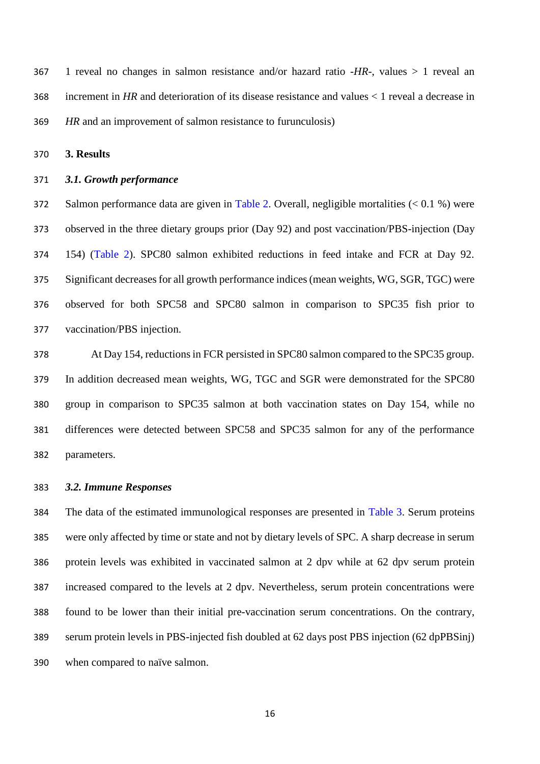1 reveal no changes in salmon resistance and/or hazard ratio -*HR*-, values > 1 reveal an increment in *HR* and deterioration of its disease resistance and values < 1 reveal a decrease in *HR* and an improvement of salmon resistance to furunculosis)

## 3. Results

### *3.1. Growth performance*

Salmon performance data are given in Table 2. Overall, negligible mortalities (< 0.1 %) were observed in the three dietary groups prior (Day 92) and post vaccination/PBS-injection (Day 154) (Table 2). SPC80 salmon exhibited reductions in feed intake and FCR at Day 92. Significant decreases for all growth performance indices (mean weights, WG, SGR, TGC) were observed for both SPC58 and SPC80 salmon in comparison to SPC35 fish prior to vaccination/PBS injection.

At Day 154, reductions in FCR persisted in SPC80 salmon compared to the SPC35 group. In addition decreased mean weights, WG, TGC and SGR were demonstrated for the SPC80 group in comparison to SPC35 salmon at both vaccination states on Day 154, while no differences were detected between SPC58 and SPC35 salmon for any of the performance parameters.

### *3.2. Immune Responses*

The data of the estimated immunological responses are presented in Table 3. Serum proteins were only affected by time or state and not by dietary levels of SPC. A sharp decrease in serum protein levels was exhibited in vaccinated salmon at 2 dpv while at 62 dpv serum protein increased compared to the levels at 2 dpv. Nevertheless, serum protein concentrations were found to be lower than their initial pre-vaccination serum concentrations. On the contrary, serum protein levels in PBS-injected fish doubled at 62 days post PBS injection (62 dpPBSinj) when compared to naïve salmon.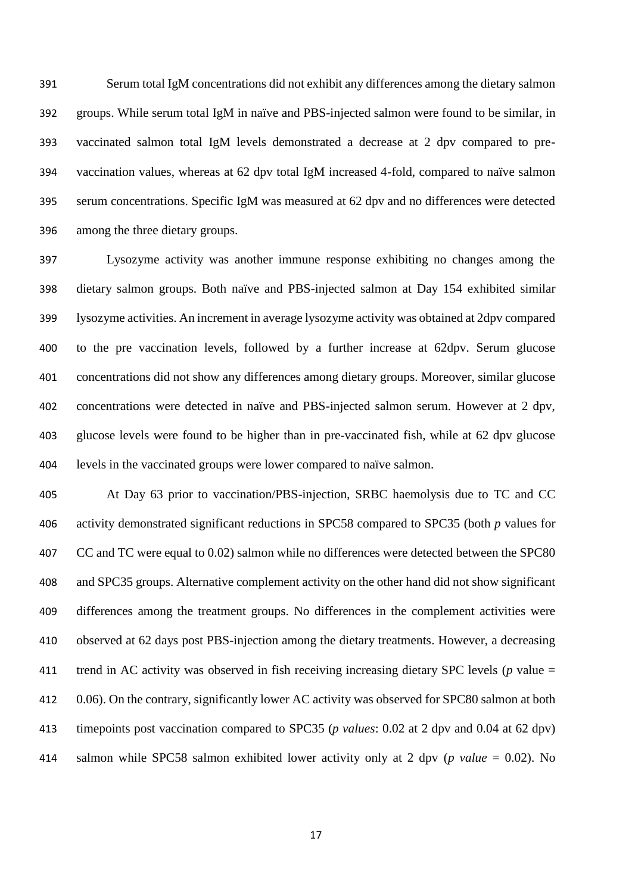Serum total IgM concentrations did not exhibit any differences among the dietary salmon groups. While serum total IgM in naïve and PBS-injected salmon were found to be similar, in vaccinated salmon total IgM levels demonstrated a decrease at 2 dpv compared to pre-vaccination values, whereas at 62 dpv total IgM increased 4-fold, compared to naïve salmon serum concentrations. Specific IgM was measured at 62 dpv and no differences were detected among the three dietary groups.

Lysozyme activity was another immune response exhibiting no changes among the dietary salmon groups. Both naïve and PBS-injected salmon at Day 154 exhibited similar lysozyme activities. An increment in average lysozyme activity was obtained at 2dpv compared to the pre vaccination levels, followed by a further increase at 62dpv. Serum glucose concentrations did not show any differences among dietary groups. Moreover, similar glucose concentrations were detected in naïve and PBS-injected salmon serum. However at 2 dpv, glucose levels were found to be higher than in pre-vaccinated fish, while at 62 dpv glucose levels in the vaccinated groups were lower compared to naïve salmon.

At Day 63 prior to vaccination/PBS-injection, SRBC haemolysis due to TC and CC activity demonstrated significant reductions in SPC58 compared to SPC35 (both *p* values for CC and TC were equal to 0.02) salmon while no differences were detected between the SPC80 and SPC35 groups. Alternative complement activity on the other hand did not show significant differences among the treatment groups. No differences in the complement activities were observed at 62 days post PBS-injection among the dietary treatments. However, a decreasing trend in AC activity was observed in fish receiving increasing dietary SPC levels (*p* value = 0.06). On the contrary, significantly lower AC activity was observed for SPC80 salmon at both timepoints post vaccination compared to SPC35 (*p values*: 0.02 at 2 dpv and 0.04 at 62 dpv) salmon while SPC58 salmon exhibited lower activity only at 2 dpv (*p value* = 0.02). No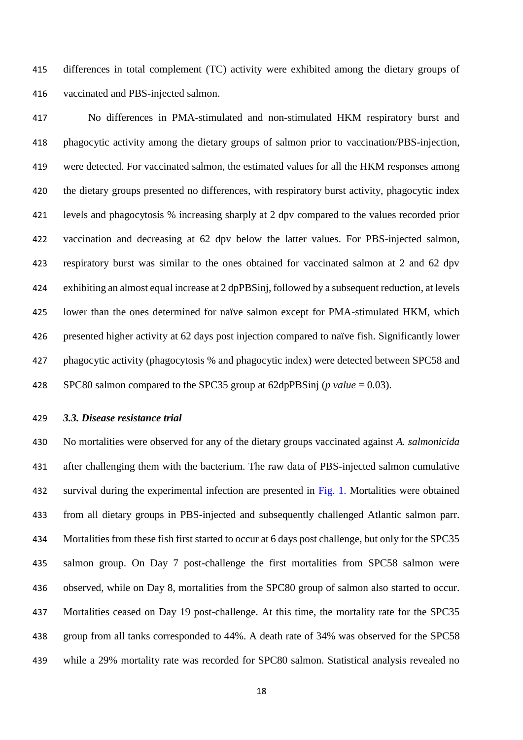differences in total complement (TC) activity were exhibited among the dietary groups of vaccinated and PBS-injected salmon.

No differences in PMA-stimulated and non-stimulated HKM respiratory burst and phagocytic activity among the dietary groups of salmon prior to vaccination/PBS-injection, were detected. For vaccinated salmon, the estimated values for all the HKM responses among the dietary groups presented no differences, with respiratory burst activity, phagocytic index levels and phagocytosis % increasing sharply at 2 dpv compared to the values recorded prior vaccination and decreasing at 62 dpv below the latter values. For PBS-injected salmon, respiratory burst was similar to the ones obtained for vaccinated salmon at 2 and 62 dpv exhibiting an almost equal increase at 2 dpPBSinj, followed by a subsequent reduction, at levels lower than the ones determined for naïve salmon except for PMA-stimulated HKM, which presented higher activity at 62 days post injection compared to naïve fish. Significantly lower phagocytic activity (phagocytosis % and phagocytic index) were detected between SPC58 and SPC80 salmon compared to the SPC35 group at 62dpPBSinj (*p value* = 0.03).

### *3.3. Disease resistance trial*

No mortalities were observed for any of the dietary groups vaccinated against *A. salmonicida* after challenging them with the bacterium. The raw data of PBS-injected salmon cumulative survival during the experimental infection are presented in Fig. 1. Mortalities were obtained from all dietary groups in PBS-injected and subsequently challenged Atlantic salmon parr. Mortalities from these fish first started to occur at 6 days post challenge, but only for the SPC35 salmon group. On Day 7 post-challenge the first mortalities from SPC58 salmon were observed, while on Day 8, mortalities from the SPC80 group of salmon also started to occur. Mortalities ceased on Day 19 post-challenge. At this time, the mortality rate for the SPC35 group from all tanks corresponded to 44%. A death rate of 34% was observed for the SPC58 while a 29% mortality rate was recorded for SPC80 salmon. Statistical analysis revealed no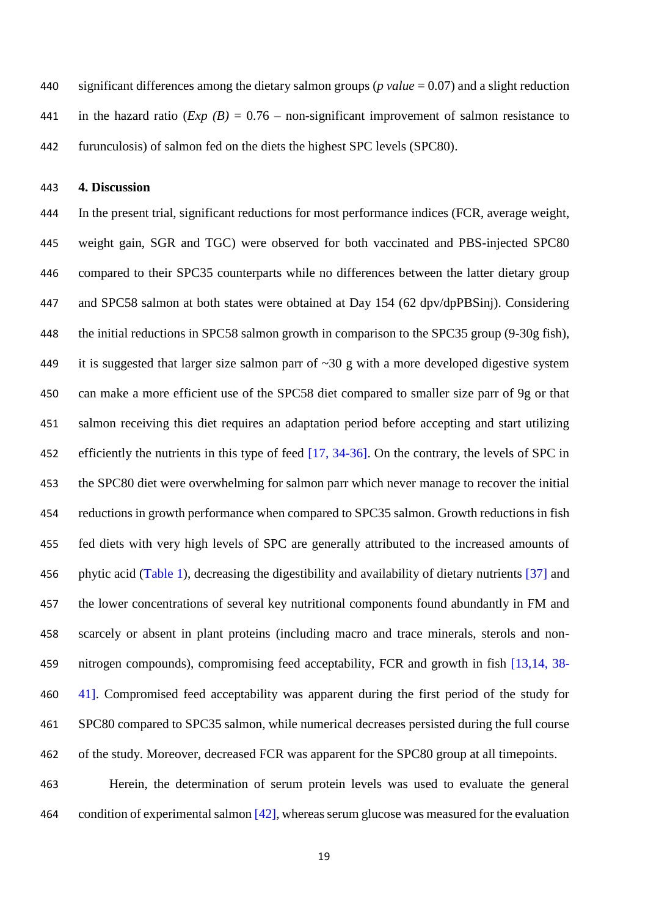significant differences among the dietary salmon groups (*p value* = 0.07) and a slight reduction in the hazard ratio (*Exp (B)* = 0.76 – non-significant improvement of salmon resistance to furunculosis) of salmon fed on the diets the highest SPC levels (SPC80).

## 4. Discussion

In the present trial, significant reductions for most performance indices (FCR, average weight, weight gain, SGR and TGC) were observed for both vaccinated and PBS-injected SPC80 compared to their SPC35 counterparts while no differences between the latter dietary group and SPC58 salmon at both states were obtained at Day 154 (62 dpv/dpPBSinj). Considering the initial reductions in SPC58 salmon growth in comparison to the SPC35 group (9-30g fish), it is suggested that larger size salmon parr of ~30 g with a more developed digestive system can make a more efficient use of the SPC58 diet compared to smaller size parr of 9g or that salmon receiving this diet requires an adaptation period before accepting and start utilizing efficiently the nutrients in this type of feed [17, 34-36]. On the contrary, the levels of SPC in the SPC80 diet were overwhelming for salmon parr which never manage to recover the initial reductions in growth performance when compared to SPC35 salmon. Growth reductions in fish fed diets with very high levels of SPC are generally attributed to the increased amounts of phytic acid (Table 1), decreasing the digestibility and availability of dietary nutrients [37] and the lower concentrations of several key nutritional components found abundantly in FM and scarcely or absent in plant proteins (including macro and trace minerals, sterols and non-nitrogen compounds), compromising feed acceptability, FCR and growth in fish [13,14, 38-41]. Compromised feed acceptability was apparent during the first period of the study for SPC80 compared to SPC35 salmon, while numerical decreases persisted during the full course of the study. Moreover, decreased FCR was apparent for the SPC80 group at all timepoints.

Herein, the determination of serum protein levels was used to evaluate the general condition of experimental salmon [42], whereas serum glucose was measured for the evaluation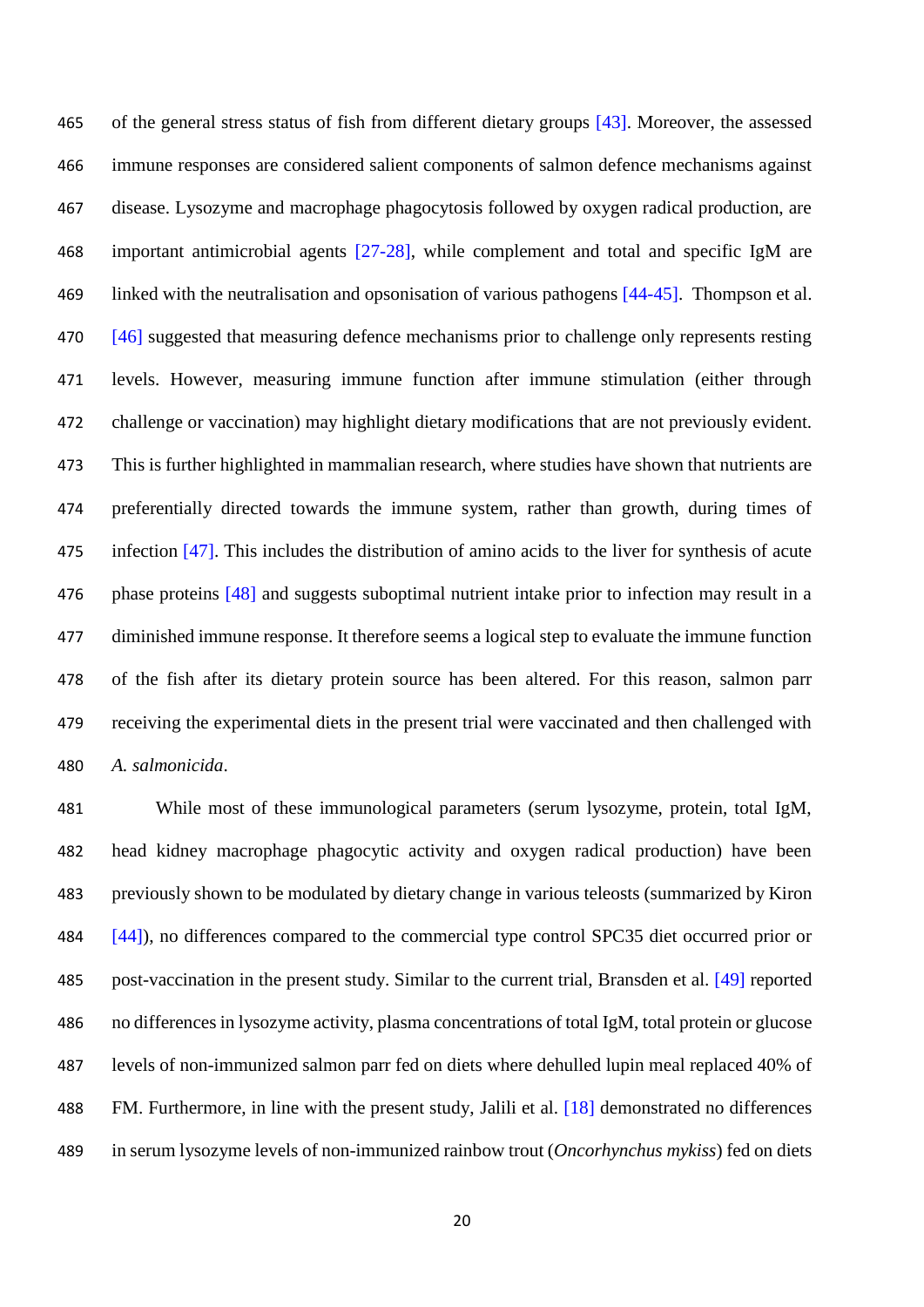of the general stress status of fish from different dietary groups [43]. Moreover, the assessed immune responses are considered salient components of salmon defence mechanisms against disease. Lysozyme and macrophage phagocytosis followed by oxygen radical production, are important antimicrobial agents [27-28], while complement and total and specific IgM are linked with the neutralisation and opsonisation of various pathogens [44-45]. Thompson et al. [46] suggested that measuring defence mechanisms prior to challenge only represents resting levels. However, measuring immune function after immune stimulation (either through challenge or vaccination) may highlight dietary modifications that are not previously evident. This is further highlighted in mammalian research, where studies have shown that nutrients are preferentially directed towards the immune system, rather than growth, during times of infection [47]. This includes the distribution of amino acids to the liver for synthesis of acute phase proteins [48] and suggests suboptimal nutrient intake prior to infection may result in a diminished immune response. It therefore seems a logical step to evaluate the immune function of the fish after its dietary protein source has been altered. For this reason, salmon parr receiving the experimental diets in the present trial were vaccinated and then challenged with *A. salmonicida*.

While most of these immunological parameters (serum lysozyme, protein, total IgM, head kidney macrophage phagocytic activity and oxygen radical production) have been previously shown to be modulated by dietary change in various teleosts (summarized by Kiron [44]), no differences compared to the commercial type control SPC35 diet occurred prior or post-vaccination in the present study. Similar to the current trial, Bransden et al. [49] reported no differences in lysozyme activity, plasma concentrations of total IgM, total protein or glucose levels of non-immunized salmon parr fed on diets where dehulled lupin meal replaced 40% of FM. Furthermore, in line with the present study, Jalili et al. [18] demonstrated no differences in serum lysozyme levels of non-immunized rainbow trout (*Oncorhynchus mykiss*) fed on diets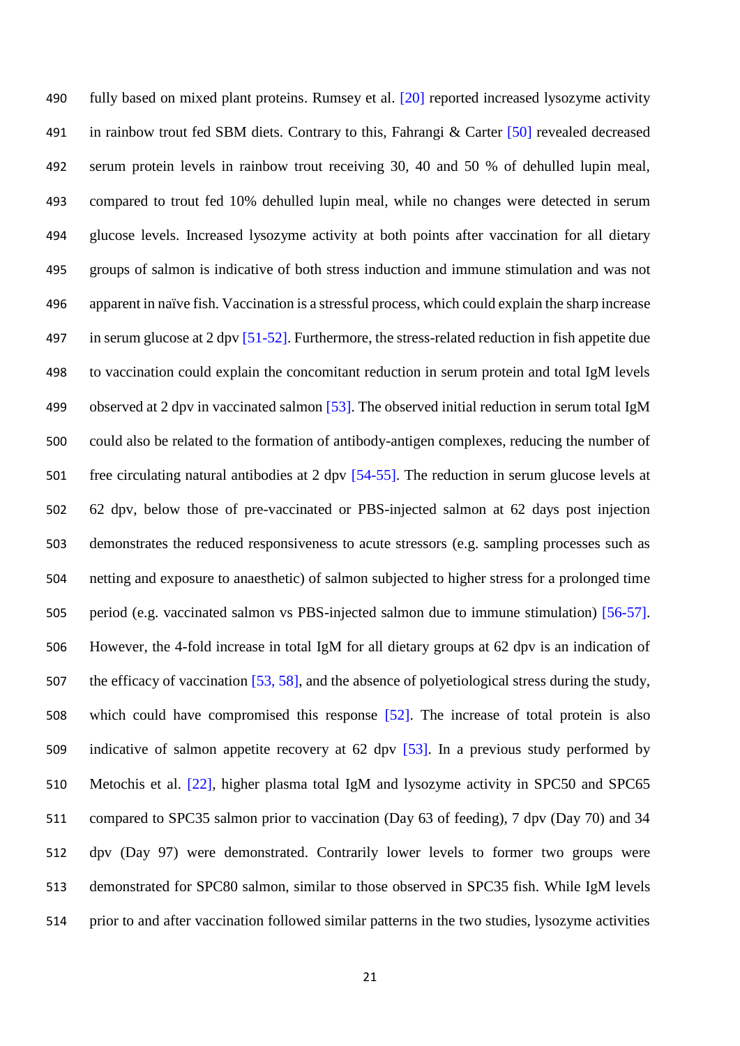fully based on mixed plant proteins. Rumsey et al. [20] reported increased lysozyme activity in rainbow trout fed SBM diets. Contrary to this, Fahrangi & Carter [50] revealed decreased serum protein levels in rainbow trout receiving 30, 40 and 50 % of dehulled lupin meal, compared to trout fed 10% dehulled lupin meal, while no changes were detected in serum glucose levels. Increased lysozyme activity at both points after vaccination for all dietary groups of salmon is indicative of both stress induction and immune stimulation and was not apparent in naïve fish. Vaccination is a stressful process, which could explain the sharp increase in serum glucose at 2 dpv [51-52]. Furthermore, the stress-related reduction in fish appetite due to vaccination could explain the concomitant reduction in serum protein and total IgM levels observed at 2 dpv in vaccinated salmon [53]. The observed initial reduction in serum total IgM could also be related to the formation of antibody-antigen complexes, reducing the number of free circulating natural antibodies at 2 dpv [54-55]. The reduction in serum glucose levels at 62 dpv, below those of pre-vaccinated or PBS-injected salmon at 62 days post injection demonstrates the reduced responsiveness to acute stressors (e.g. sampling processes such as netting and exposure to anaesthetic) of salmon subjected to higher stress for a prolonged time period (e.g. vaccinated salmon vs PBS-injected salmon due to immune stimulation) [56-57]. However, the 4-fold increase in total IgM for all dietary groups at 62 dpv is an indication of the efficacy of vaccination [53, 58], and the absence of polyetiological stress during the study, which could have compromised this response [52]. The increase of total protein is also indicative of salmon appetite recovery at 62 dpv [53]. In a previous study performed by Metochis et al. [22], higher plasma total IgM and lysozyme activity in SPC50 and SPC65 compared to SPC35 salmon prior to vaccination (Day 63 of feeding), 7 dpv (Day 70) and 34 dpv (Day 97) were demonstrated. Contrarily lower levels to former two groups were demonstrated for SPC80 salmon, similar to those observed in SPC35 fish. While IgM levels prior to and after vaccination followed similar patterns in the two studies, lysozyme activities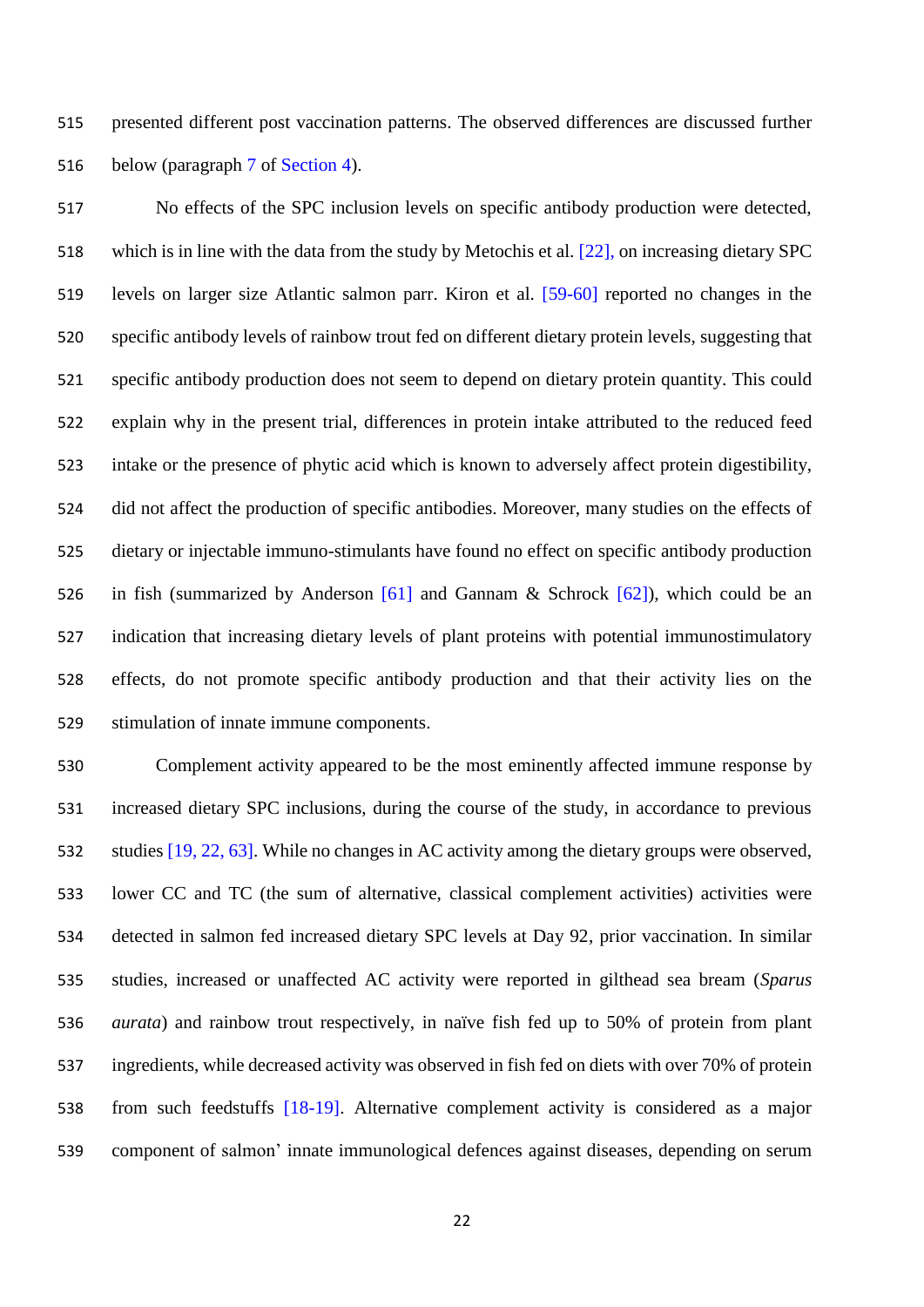presented different post vaccination patterns. The observed differences are discussed further below (paragraph 7 of Section 4).

No effects of the SPC inclusion levels on specific antibody production were detected, which is in line with the data from the study by Metochis et al. [22], on increasing dietary SPC levels on larger size Atlantic salmon parr. Kiron et al. [59-60] reported no changes in the specific antibody levels of rainbow trout fed on different dietary protein levels, suggesting that specific antibody production does not seem to depend on dietary protein quantity. This could explain why in the present trial, differences in protein intake attributed to the reduced feed intake or the presence of phytic acid which is known to adversely affect protein digestibility, did not affect the production of specific antibodies. Moreover, many studies on the effects of dietary or injectable immuno-stimulants have found no effect on specific antibody production in fish (summarized by Anderson [61] and Gannam & Schrock [62]), which could be an indication that increasing dietary levels of plant proteins with potential immunostimulatory effects, do not promote specific antibody production and that their activity lies on the stimulation of innate immune components.

Complement activity appeared to be the most eminently affected immune response by increased dietary SPC inclusions, during the course of the study, in accordance to previous studies [19, 22, 63]. While no changes in AC activity among the dietary groups were observed, lower CC and TC (the sum of alternative, classical complement activities) activities were detected in salmon fed increased dietary SPC levels at Day 92, prior vaccination. In similar studies, increased or unaffected AC activity were reported in gilthead sea bream (*Sparus aurata*) and rainbow trout respectively, in naïve fish fed up to 50% of protein from plant ingredients, while decreased activity was observed in fish fed on diets with over 70% of protein from such feedstuffs [18-19]. Alternative complement activity is considered as a major component of salmon' innate immunological defences against diseases, depending on serum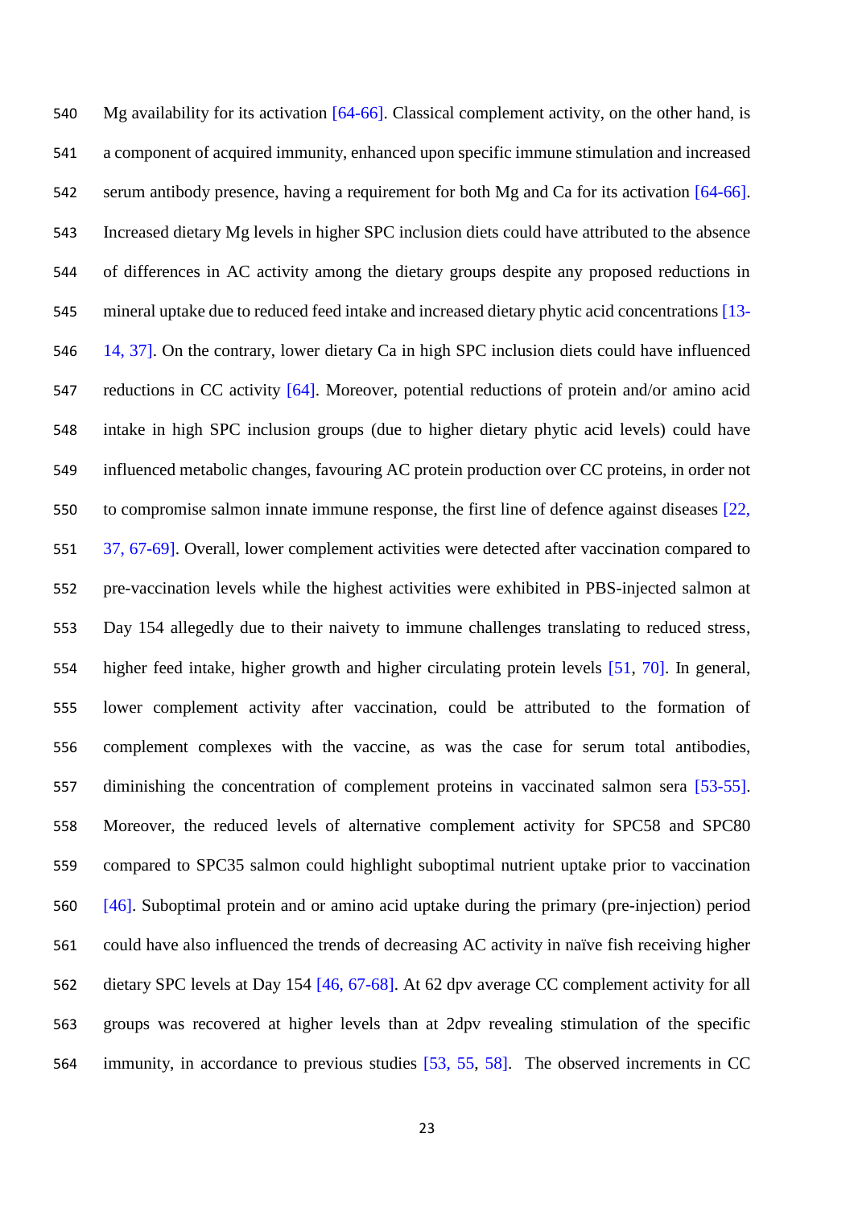Mg availability for its activation [64-66]. Classical complement activity, on the other hand, is a component of acquired immunity, enhanced upon specific immune stimulation and increased serum antibody presence, having a requirement for both Mg and Ca for its activation [64-66]. Increased dietary Mg levels in higher SPC inclusion diets could have attributed to the absence of differences in AC activity among the dietary groups despite any proposed reductions in mineral uptake due to reduced feed intake and increased dietary phytic acid concentrations [13-14, 37]. On the contrary, lower dietary Ca in high SPC inclusion diets could have influenced reductions in CC activity [64]. Moreover, potential reductions of protein and/or amino acid intake in high SPC inclusion groups (due to higher dietary phytic acid levels) could have influenced metabolic changes, favouring AC protein production over CC proteins, in order not to compromise salmon innate immune response, the first line of defence against diseases [22, 37, 67-69]. Overall, lower complement activities were detected after vaccination compared to pre-vaccination levels while the highest activities were exhibited in PBS-injected salmon at Day 154 allegedly due to their naivety to immune challenges translating to reduced stress, higher feed intake, higher growth and higher circulating protein levels [51, 70]. In general, lower complement activity after vaccination, could be attributed to the formation of complement complexes with the vaccine, as was the case for serum total antibodies, diminishing the concentration of complement proteins in vaccinated salmon sera [53-55]. Moreover, the reduced levels of alternative complement activity for SPC58 and SPC80 compared to SPC35 salmon could highlight suboptimal nutrient uptake prior to vaccination [46]. Suboptimal protein and or amino acid uptake during the primary (pre-injection) period could have also influenced the trends of decreasing AC activity in naïve fish receiving higher dietary SPC levels at Day 154 [46, 67-68]. At 62 dpv average CC complement activity for all groups was recovered at higher levels than at 2dpv revealing stimulation of the specific immunity, in accordance to previous studies [53, 55, 58]. The observed increments in CC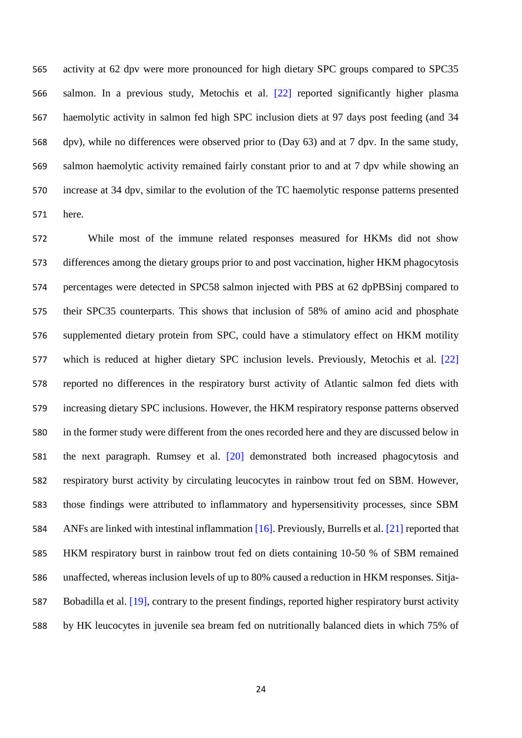activity at 62 dpv were more pronounced for high dietary SPC groups compared to SPC35 salmon. In a previous study, Metochis et al. [22] reported significantly higher plasma haemolytic activity in salmon fed high SPC inclusion diets at 97 days post feeding (and 34 dpv), while no differences were observed prior to (Day 63) and at 7 dpv. In the same study, salmon haemolytic activity remained fairly constant prior to and at 7 dpv while showing an increase at 34 dpv, similar to the evolution of the TC haemolytic response patterns presented here.

While most of the immune related responses measured for HKMs did not show differences among the dietary groups prior to and post vaccination, higher HKM phagocytosis percentages were detected in SPC58 salmon injected with PBS at 62 dpPBSinj compared to their SPC35 counterparts. This shows that inclusion of 58% of amino acid and phosphate supplemented dietary protein from SPC, could have a stimulatory effect on HKM motility which is reduced at higher dietary SPC inclusion levels. Previously, Metochis et al. [22] reported no differences in the respiratory burst activity of Atlantic salmon fed diets with increasing dietary SPC inclusions. However, the HKM respiratory response patterns observed in the former study were different from the ones recorded here and they are discussed below in the next paragraph. Rumsey et al. [20] demonstrated both increased phagocytosis and respiratory burst activity by circulating leucocytes in rainbow trout fed on SBM. However, those findings were attributed to inflammatory and hypersensitivity processes, since SBM ANFs are linked with intestinal inflammation [16]. Previously, Burrells et al. [21] reported that HKM respiratory burst in rainbow trout fed on diets containing 10-50 % of SBM remained unaffected, whereas inclusion levels of up to 80% caused a reduction in HKM responses. Sitja-Bobadilla et al. [19], contrary to the present findings, reported higher respiratory burst activity by HK leucocytes in juvenile sea bream fed on nutritionally balanced diets in which 75% of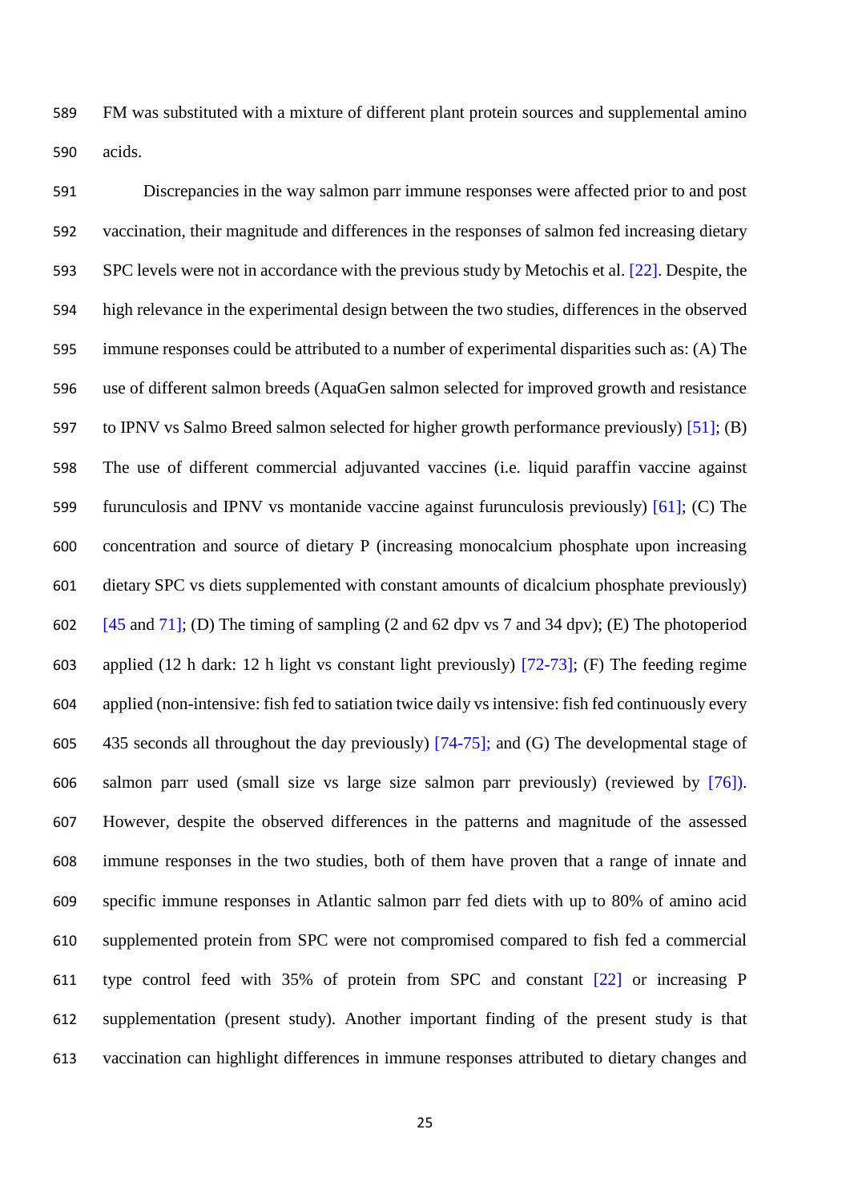FM was substituted with a mixture of different plant protein sources and supplemental amino acids.

Discrepancies in the way salmon parr immune responses were affected prior to and post vaccination, their magnitude and differences in the responses of salmon fed increasing dietary SPC levels were not in accordance with the previous study by Metochis et al. [22]. Despite, the high relevance in the experimental design between the two studies, differences in the observed immune responses could be attributed to a number of experimental disparities such as: (A) The use of different salmon breeds (AquaGen salmon selected for improved growth and resistance to IPNV vs Salmo Breed salmon selected for higher growth performance previously) [51]; (B) The use of different commercial adjuvanted vaccines (i.e. liquid paraffin vaccine against furunculosis and IPNV vs montanide vaccine against furunculosis previously) [61]; (C) The concentration and source of dietary P (increasing monocalcium phosphate upon increasing dietary SPC vs diets supplemented with constant amounts of dicalcium phosphate previously) [45 and 71]; (D) The timing of sampling (2 and 62 dpv vs 7 and 34 dpv); (E) The photoperiod applied (12 h dark: 12 h light vs constant light previously) [72-73]; (F) The feeding regime applied (non-intensive: fish fed to satiation twice daily vs intensive: fish fed continuously every 435 seconds all throughout the day previously) [74-75]; and (G) The developmental stage of salmon parr used (small size vs large size salmon parr previously) (reviewed by [76]). However, despite the observed differences in the patterns and magnitude of the assessed immune responses in the two studies, both of them have proven that a range of innate and specific immune responses in Atlantic salmon parr fed diets with up to 80% of amino acid supplemented protein from SPC were not compromised compared to fish fed a commercial type control feed with 35% of protein from SPC and constant [22] or increasing P supplementation (present study). Another important finding of the present study is that vaccination can highlight differences in immune responses attributed to dietary changes and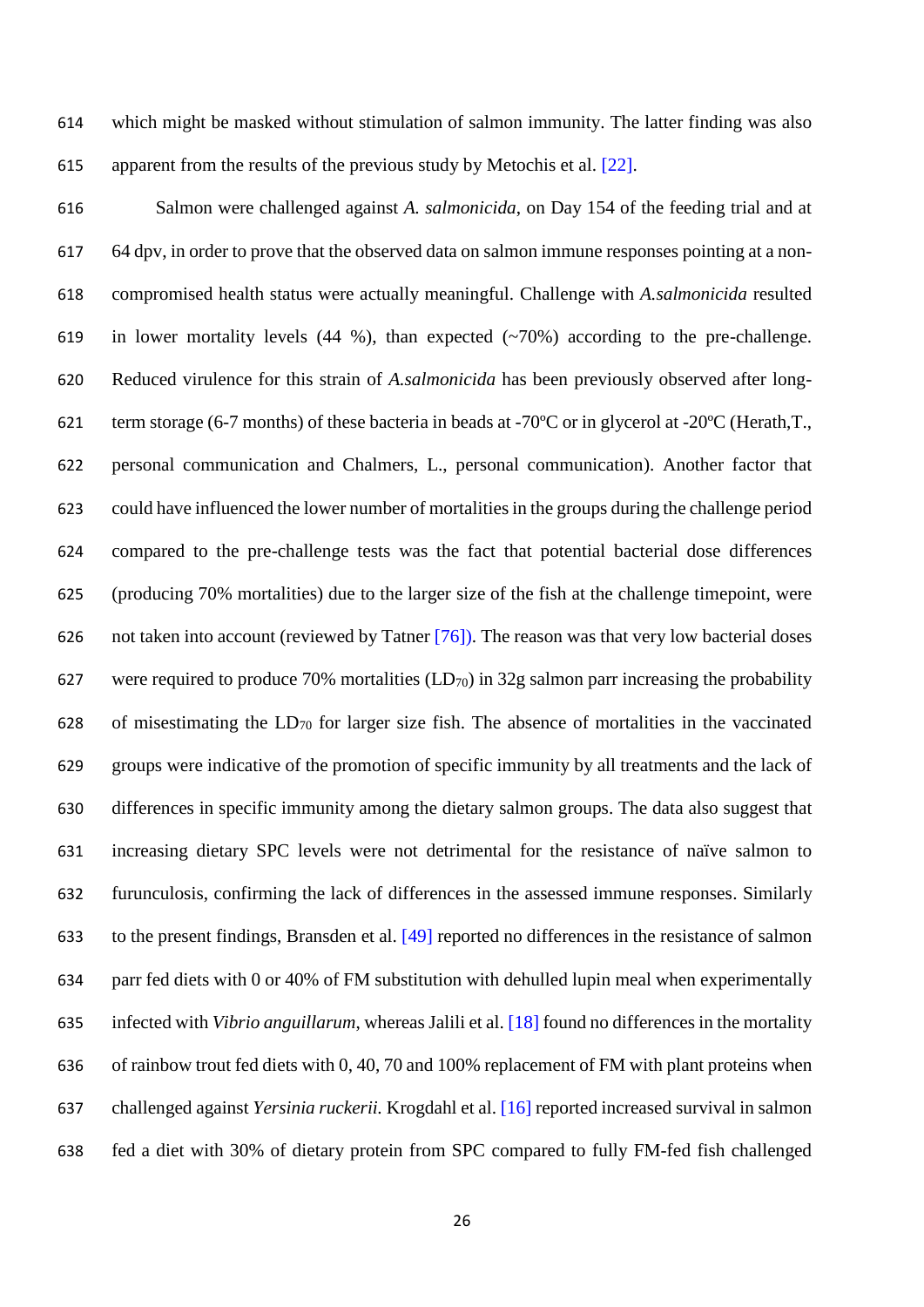which might be masked without stimulation of salmon immunity. The latter finding was also apparent from the results of the previous study by Metochis et al. [22].

Salmon were challenged against *A. salmonicida*, on Day 154 of the feeding trial and at 64 dpv, in order to prove that the observed data on salmon immune responses pointing at a non-compromised health status were actually meaningful. Challenge with *A.salmonicida* resulted in lower mortality levels (44 %), than expected (~70%) according to the pre-challenge. Reduced virulence for this strain of *A.salmonicida* has been previously observed after long-term storage (6-7 months) of these bacteria in beads at -70ºC or in glycerol at -20ºC (Herath,T., personal communication and Chalmers, L., personal communication). Another factor that could have influenced the lower number of mortalities in the groups during the challenge period compared to the pre-challenge tests was the fact that potential bacterial dose differences (producing 70% mortalities) due to the larger size of the fish at the challenge timepoint, were not taken into account (reviewed by Tatner [76]). The reason was that very low bacterial doses were required to produce 70% mortalities ($LD_{70}$) in 32g salmon parr increasing the probability of misestimating the $LD_{70}$ for larger size fish. The absence of mortalities in the vaccinated groups were indicative of the promotion of specific immunity by all treatments and the lack of differences in specific immunity among the dietary salmon groups. The data also suggest that increasing dietary SPC levels were not detrimental for the resistance of naïve salmon to furunculosis, confirming the lack of differences in the assessed immune responses. Similarly to the present findings, Bransden et al. [49] reported no differences in the resistance of salmon parr fed diets with 0 or 40% of FM substitution with dehulled lupin meal when experimentally infected with *Vibrio anguillarum*, whereas Jalili et al. [18] found no differences in the mortality of rainbow trout fed diets with 0, 40, 70 and 100% replacement of FM with plant proteins when challenged against *Yersinia ruckerii.* Krogdahl et al. [16] reported increased survival in salmon fed a diet with 30% of dietary protein from SPC compared to fully FM-fed fish challenged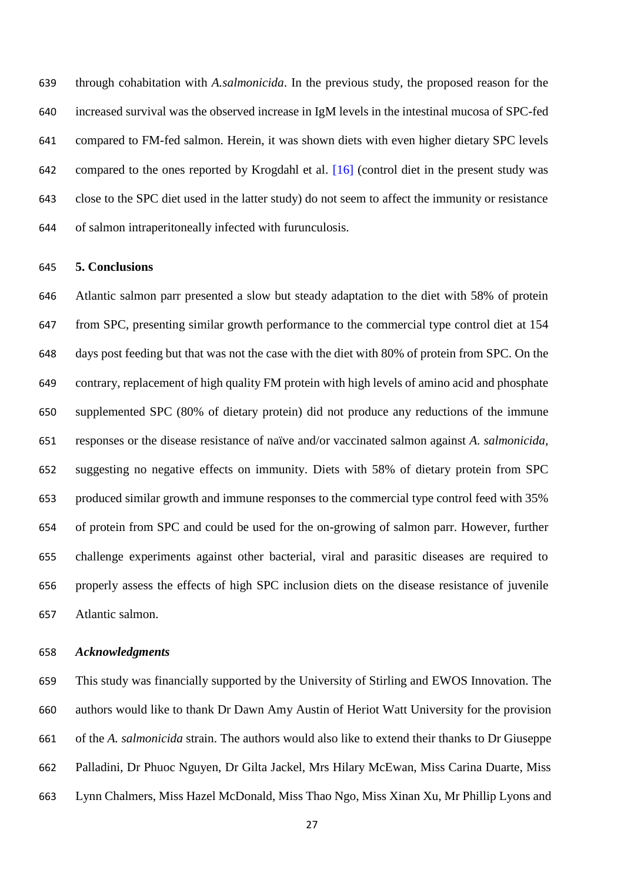through cohabitation with *A.salmonicida*. In the previous study, the proposed reason for the increased survival was the observed increase in IgM levels in the intestinal mucosa of SPC-fed compared to FM-fed salmon. Herein, it was shown diets with even higher dietary SPC levels compared to the ones reported by Krogdahl et al. [16] (control diet in the present study was close to the SPC diet used in the latter study) do not seem to affect the immunity or resistance of salmon intraperitoneally infected with furunculosis.

## 5. Conclusions

Atlantic salmon parr presented a slow but steady adaptation to the diet with 58% of protein from SPC, presenting similar growth performance to the commercial type control diet at 154 days post feeding but that was not the case with the diet with 80% of protein from SPC. On the contrary, replacement of high quality FM protein with high levels of amino acid and phosphate supplemented SPC (80% of dietary protein) did not produce any reductions of the immune responses or the disease resistance of naïve and/or vaccinated salmon against *A. salmonicida*, suggesting no negative effects on immunity. Diets with 58% of dietary protein from SPC produced similar growth and immune responses to the commercial type control feed with 35% of protein from SPC and could be used for the on-growing of salmon parr. However, further challenge experiments against other bacterial, viral and parasitic diseases are required to properly assess the effects of high SPC inclusion diets on the disease resistance of juvenile Atlantic salmon.

### *Acknowledgments*

This study was financially supported by the University of Stirling and EWOS Innovation. The authors would like to thank Dr Dawn Amy Austin of Heriot Watt University for the provision of the *A. salmonicida* strain. The authors would also like to extend their thanks to Dr Giuseppe Palladini, Dr Phuoc Nguyen, Dr Gilta Jackel, Mrs Hilary McEwan, Miss Carina Duarte, Miss Lynn Chalmers, Miss Hazel McDonald, Miss Thao Ngo, Miss Xinan Xu, Mr Phillip Lyons and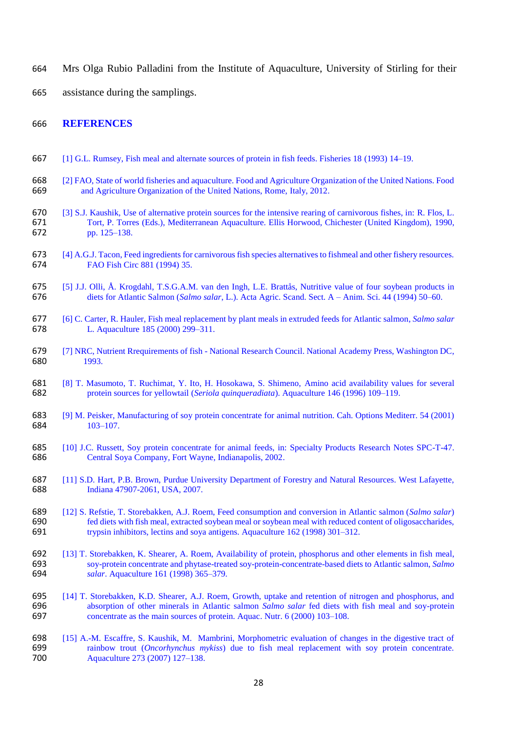Mrs Olga Rubio Palladini from the Institute of Aquaculture, University of Stirling for their assistance during the samplings.

## REFERENCES

[1] G.L. Rumsey, Fish meal and alternate sources of protein in fish feeds. Fisheries 18 (1993) 14–19.

[2] FAO, State of world fisheries and aquaculture. Food and Agriculture Organization of the United Nations. Food and Agriculture Organization of the United Nations, Rome, Italy, 2012.

[3] S.J. Kaushik, Use of alternative protein sources for the intensive rearing of carnivorous fishes, in: R. Flos, L. Tort, P. Torres (Eds.), Mediterranean Aquaculture. Ellis Horwood, Chichester (United Kingdom), 1990, pp. 125–138.

[4] A.G.J. Tacon, Feed ingredients for carnivorous fish species alternatives to fishmeal and other fishery resources. FAO Fish Circ 881 (1994) 35.

[5] J.J. Olli, Å. Krogdahl, T.S.G.A.M. van den Ingh, L.E. Brattås, Nutritive value of four soybean products in diets for Atlantic Salmon (*Salmo salar*, L.). Acta Agric. Scand. Sect. A – Anim. Sci. 44 (1994) 50–60.

[6] C. Carter, R. Hauler, Fish meal replacement by plant meals in extruded feeds for Atlantic salmon, *Salmo salar* L. Aquaculture 185 (2000) 299–311.

[7] NRC, Nutrient Rrequirements of fish - National Research Council. National Academy Press, Washington DC, 1993.

[8] T. Masumoto, T. Ruchimat, Y. Ito, H. Hosokawa, S. Shimeno, Amino acid availability values for several protein sources for yellowtail (*Seriola quinqueradiata*). Aquaculture 146 (1996) 109–119.

[9] M. Peisker, Manufacturing of soy protein concentrate for animal nutrition. Cah. Options Mediterr. 54 (2001) 103–107.

[10] J.C. Russett, Soy protein concentrate for animal feeds, in: Specialty Products Research Notes SPC-T-47. Central Soya Company, Fort Wayne, Indianapolis, 2002.

[11] S.D. Hart, P.B. Brown, Purdue University Department of Forestry and Natural Resources. West Lafayette, Indiana 47907-2061, USA, 2007.

[12] S. Refstie, T. Storebakken, A.J. Roem, Feed consumption and conversion in Atlantic salmon (*Salmo salar*) fed diets with fish meal, extracted soybean meal or soybean meal with reduced content of oligosaccharides, trypsin inhibitors, lectins and soya antigens. Aquaculture 162 (1998) 301–312.

[13] T. Storebakken, K. Shearer, A. Roem, Availability of protein, phosphorus and other elements in fish meal, soy-protein concentrate and phytase-treated soy-protein-concentrate-based diets to Atlantic salmon, *Salmo salar*. Aquaculture 161 (1998) 365–379.

[14] T. Storebakken, K.D. Shearer, A.J. Roem, Growth, uptake and retention of nitrogen and phosphorus, and absorption of other minerals in Atlantic salmon *Salmo salar* fed diets with fish meal and soy-protein concentrate as the main sources of protein. Aquac. Nutr. 6 (2000) 103–108.

[15] A.-M. Escaffre, S. Kaushik, M. Mambrini, Morphometric evaluation of changes in the digestive tract of rainbow trout (*Oncorhynchus mykiss*) due to fish meal replacement with soy protein concentrate. Aquaculture 273 (2007) 127–138.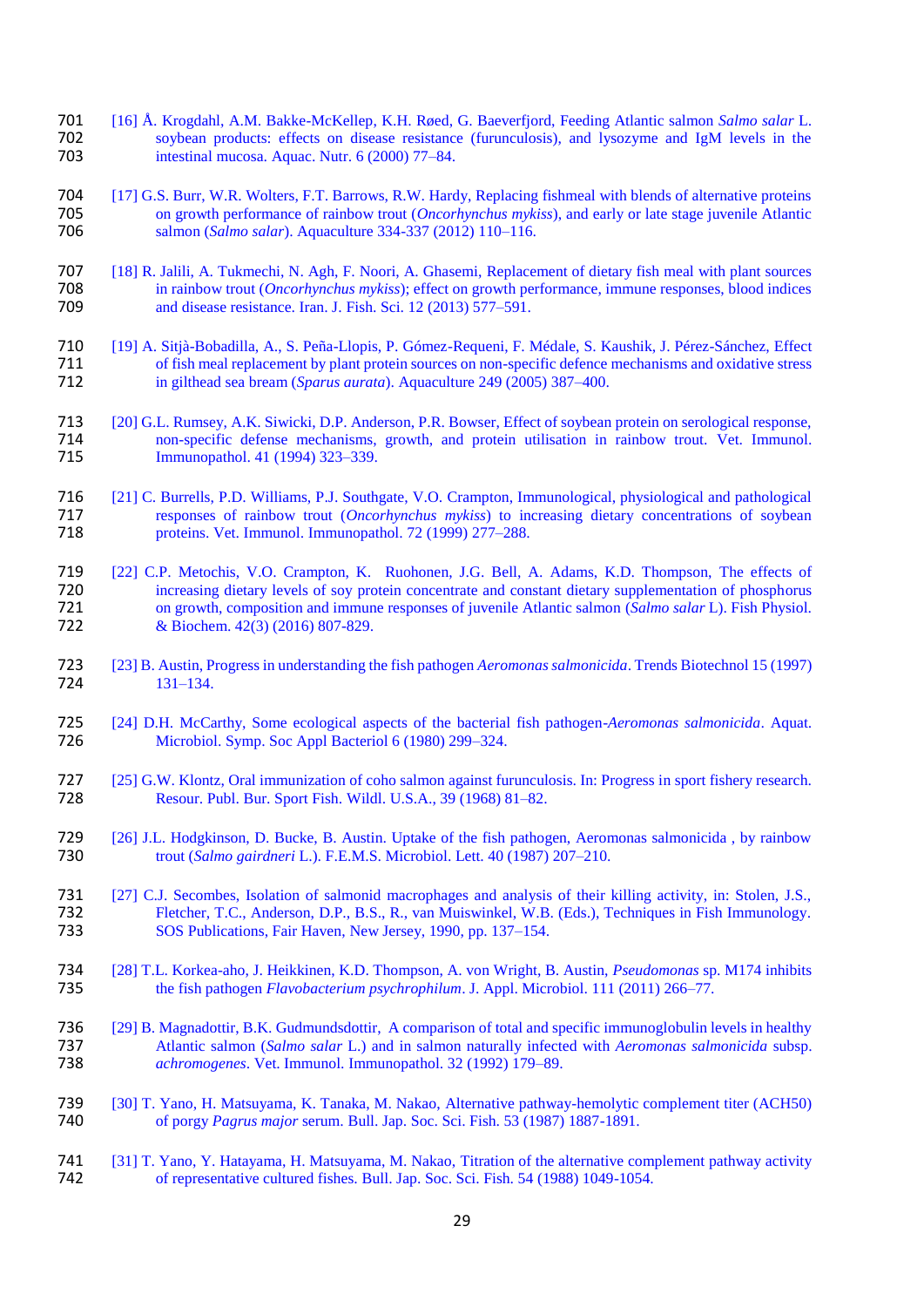[16] Å. Krogdahl, A.M. Bakke-McKellep, K.H. Røed, G. Baeverfjord, Feeding Atlantic salmon *Salmo salar* L. soybean products: effects on disease resistance (furunculosis), and lysozyme and IgM levels in the intestinal mucosa. Aquac. Nutr. 6 (2000) 77–84.

[17] G.S. Burr, W.R. Wolters, F.T. Barrows, R.W. Hardy, Replacing fishmeal with blends of alternative proteins on growth performance of rainbow trout (*Oncorhynchus mykiss*), and early or late stage juvenile Atlantic salmon (*Salmo salar*). Aquaculture 334-337 (2012) 110–116.

[18] R. Jalili, A. Tukmechi, N. Agh, F. Noori, A. Ghasemi, Replacement of dietary fish meal with plant sources in rainbow trout (*Oncorhynchus mykiss*); effect on growth performance, immune responses, blood indices and disease resistance. Iran. J. Fish. Sci. 12 (2013) 577–591.

[19] A. Sitjà-Bobadilla, A., S. Peña-Llopis, P. Gómez-Requeni, F. Médale, S. Kaushik, J. Pérez-Sánchez, Effect of fish meal replacement by plant protein sources on non-specific defence mechanisms and oxidative stress in gilthead sea bream (*Sparus aurata*). Aquaculture 249 (2005) 387–400.

[20] G.L. Rumsey, A.K. Siwicki, D.P. Anderson, P.R. Bowser, Effect of soybean protein on serological response, non-specific defense mechanisms, growth, and protein utilisation in rainbow trout. Vet. Immunol. Immunopathol. 41 (1994) 323–339.

[21] C. Burrells, P.D. Williams, P.J. Southgate, V.O. Crampton, Immunological, physiological and pathological responses of rainbow trout (*Oncorhynchus mykiss*) to increasing dietary concentrations of soybean proteins. Vet. Immunol. Immunopathol. 72 (1999) 277–288.

[22] C.P. Metochis, V.O. Crampton, K. Ruohonen, J.G. Bell, A. Adams, K.D. Thompson, The effects of increasing dietary levels of soy protein concentrate and constant dietary supplementation of phosphorus on growth, composition and immune responses of juvenile Atlantic salmon (*Salmo salar* L). Fish Physiol. & Biochem. 42(3) (2016) 807-829.

[23] B. Austin, Progress in understanding the fish pathogen *Aeromonas salmonicida*. Trends Biotechnol 15 (1997) 131–134.

[24] D.H. McCarthy, Some ecological aspects of the bacterial fish pathogen-*Aeromonas salmonicida*. Aquat. Microbiol. Symp. Soc Appl Bacteriol 6 (1980) 299–324.

[25] G.W. Klontz, Oral immunization of coho salmon against furunculosis. In: Progress in sport fishery research. Resour. Publ. Bur. Sport Fish. Wildl. U.S.A., 39 (1968) 81–82.

[26] J.L. Hodgkinson, D. Bucke, B. Austin. Uptake of the fish pathogen, Aeromonas salmonicida , by rainbow trout (*Salmo gairdneri* L.). F.E.M.S. Microbiol. Lett. 40 (1987) 207–210.

[27] C.J. Secombes, Isolation of salmonid macrophages and analysis of their killing activity, in: Stolen, J.S., Fletcher, T.C., Anderson, D.P., B.S., R., van Muiswinkel, W.B. (Eds.), Techniques in Fish Immunology. SOS Publications, Fair Haven, New Jersey, 1990, pp. 137–154.

[28] T.L. Korkea-aho, J. Heikkinen, K.D. Thompson, A. von Wright, B. Austin, *Pseudomonas* sp. M174 inhibits the fish pathogen *Flavobacterium psychrophilum*. J. Appl. Microbiol. 111 (2011) 266–77.

[29] B. Magnadottir, B.K. Gudmundsdottir, A comparison of total and specific immunoglobulin levels in healthy Atlantic salmon (*Salmo salar* L.) and in salmon naturally infected with *Aeromonas salmonicida* subsp. *achromogenes*. Vet. Immunol. Immunopathol. 32 (1992) 179–89.

[30] T. Yano, H. Matsuyama, K. Tanaka, M. Nakao, Alternative pathway-hemolytic complement titer (ACH50) of porgy *Pagrus major* serum. Bull. Jap. Soc. Sci. Fish. 53 (1987) 1887-1891.

[31] T. Yano, Y. Hatayama, H. Matsuyama, M. Nakao, Titration of the alternative complement pathway activity of representative cultured fishes. Bull. Jap. Soc. Sci. Fish. 54 (1988) 1049-1054.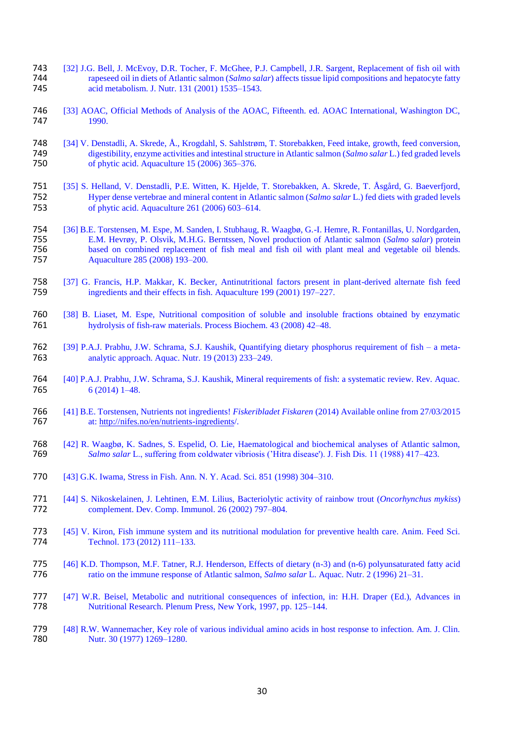[32] J.G. Bell, J. McEvoy, D.R. Tocher, F. McGhee, P.J. Campbell, J.R. Sargent, Replacement of fish oil with rapeseed oil in diets of Atlantic salmon (*Salmo salar*) affects tissue lipid compositions and hepatocyte fatty acid metabolism. J. Nutr. 131 (2001) 1535–1543.

[33] AOAC, Official Methods of Analysis of the AOAC, Fifteenth. ed. AOAC International, Washington DC, 1990.

[34] V. Denstadli, A. Skrede, Å., Krogdahl, S. Sahlstrøm, T. Storebakken, Feed intake, growth, feed conversion, digestibility, enzyme activities and intestinal structure in Atlantic salmon (*Salmo salar* L.) fed graded levels of phytic acid. Aquaculture 15 (2006) 365–376.

[35] S. Helland, V. Denstadli, P.E. Witten, K. Hjelde, T. Storebakken, A. Skrede, T. Åsgård, G. Baeverfjord, Hyper dense vertebrae and mineral content in Atlantic salmon (*Salmo salar* L.) fed diets with graded levels of phytic acid. Aquaculture 261 (2006) 603–614.

[36] B.E. Torstensen, M. Espe, M. Sanden, I. Stubhaug, R. Waagbø, G.-I. Hemre, R. Fontanillas, U. Nordgarden, E.M. Hevrøy, P. Olsvik, M.H.G. Berntssen, Novel production of Atlantic salmon (*Salmo salar*) protein based on combined replacement of fish meal and fish oil with plant meal and vegetable oil blends. Aquaculture 285 (2008) 193–200.

[37] G. Francis, H.P. Makkar, K. Becker, Antinutritional factors present in plant-derived alternate fish feed ingredients and their effects in fish. Aquaculture 199 (2001) 197–227.

[38] B. Liaset, M. Espe, Nutritional composition of soluble and insoluble fractions obtained by enzymatic hydrolysis of fish-raw materials. Process Biochem. 43 (2008) 42–48.

[39] P.A.J. Prabhu, J.W. Schrama, S.J. Kaushik, Quantifying dietary phosphorus requirement of fish – a meta-analytic approach. Aquac. Nutr. 19 (2013) 233–249.

[40] P.A.J. Prabhu, J.W. Schrama, S.J. Kaushik, Mineral requirements of fish: a systematic review. Rev. Aquac. 6 (2014) 1–48.

[41] B.E. Torstensen, Nutrients not ingredients! *Fiskeribladet Fiskaren* (2014) Available online from 27/03/2015 at: http://nifes.no/en/nutrients-ingredients/.

[42] R. Waagbø, K. Sadnes, S. Espelid, O. Lie, Haematological and biochemical analyses of Atlantic salmon, *Salmo salar* L., suffering from coldwater vibriosis ('Hitra disease'). J. Fish Dis. 11 (1988) 417–423.

[43] G.K. Iwama, Stress in Fish. Ann. N. Y. Acad. Sci. 851 (1998) 304–310.

[44] S. Nikoskelainen, J. Lehtinen, E.M. Lilius, Bacteriolytic activity of rainbow trout (*Oncorhynchus mykiss*) complement. Dev. Comp. Immunol. 26 (2002) 797–804.

[45] V. Kiron, Fish immune system and its nutritional modulation for preventive health care. Anim. Feed Sci. Technol. 173 (2012) 111–133.

[46] K.D. Thompson, M.F. Tatner, R.J. Henderson, Effects of dietary (n-3) and (n-6) polyunsaturated fatty acid ratio on the immune response of Atlantic salmon, *Salmo salar* L. Aquac. Nutr. 2 (1996) 21–31.

[47] W.R. Beisel, Metabolic and nutritional consequences of infection, in: H.H. Draper (Ed.), Advances in Nutritional Research. Plenum Press, New York, 1997, pp. 125–144.

[48] R.W. Wannemacher, Key role of various individual amino acids in host response to infection. Am. J. Clin. Nutr. 30 (1977) 1269–1280.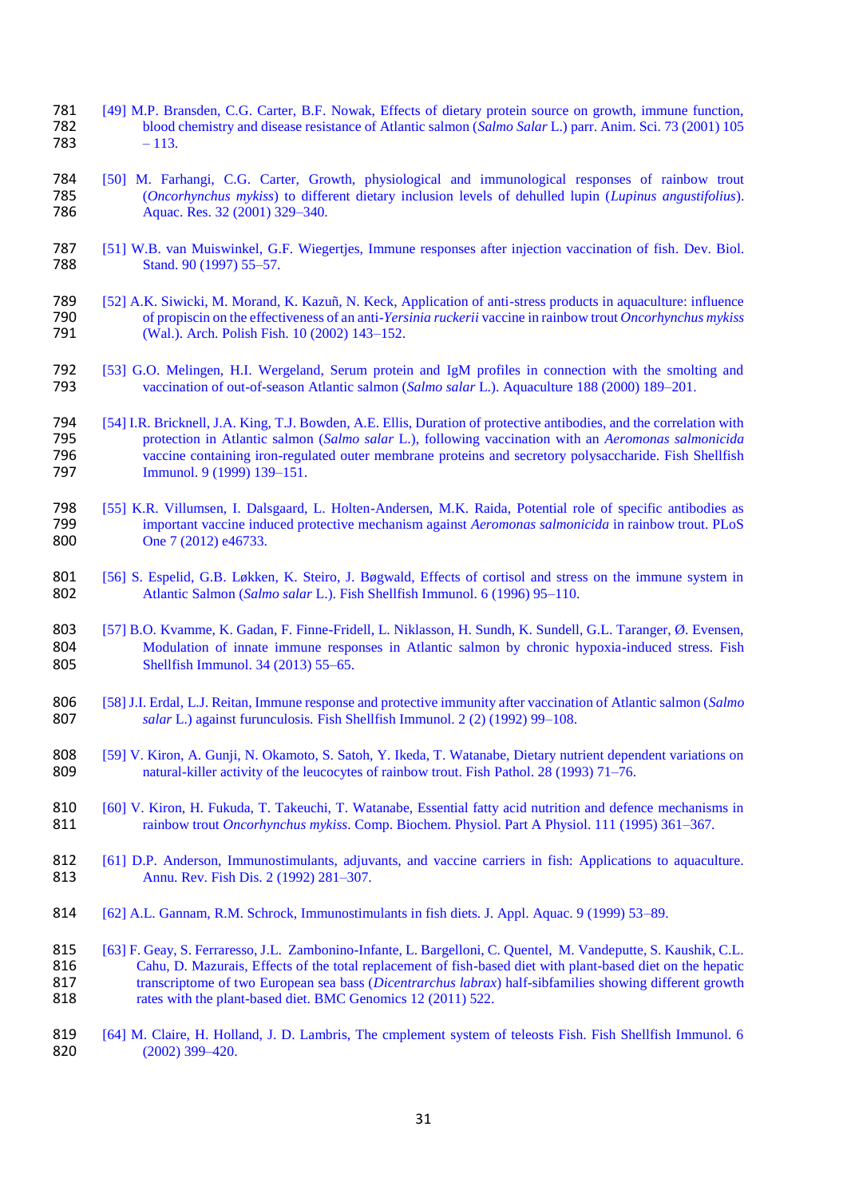[49] M.P. Bransden, C.G. Carter, B.F. Nowak, Effects of dietary protein source on growth, immune function, blood chemistry and disease resistance of Atlantic salmon (*Salmo Salar* L.) parr. Anim. Sci. 73 (2001) 105 – 113.

[50] M. Farhangi, C.G. Carter, Growth, physiological and immunological responses of rainbow trout (*Oncorhynchus mykiss*) to different dietary inclusion levels of dehulled lupin (*Lupinus angustifolius*). Aquac. Res. 32 (2001) 329–340.

[51] W.B. van Muiswinkel, G.F. Wiegertjes, Immune responses after injection vaccination of fish. Dev. Biol. Stand. 90 (1997) 55–57.

[52] A.K. Siwicki, M. Morand, K. Kazuñ, N. Keck, Application of anti-stress products in aquaculture: influence of propiscin on the effectiveness of an anti-*Yersinia ruckerii* vaccine in rainbow trout *Oncorhynchus mykiss* (Wal.). Arch. Polish Fish. 10 (2002) 143–152.

[53] G.O. Melingen, H.I. Wergeland, Serum protein and IgM profiles in connection with the smolting and vaccination of out-of-season Atlantic salmon (*Salmo salar* L.). Aquaculture 188 (2000) 189–201.

[54] I.R. Bricknell, J.A. King, T.J. Bowden, A.E. Ellis, Duration of protective antibodies, and the correlation with protection in Atlantic salmon (*Salmo salar* L.), following vaccination with an *Aeromonas salmonicida* vaccine containing iron-regulated outer membrane proteins and secretory polysaccharide. Fish Shellfish Immunol. 9 (1999) 139–151.

[55] K.R. Villumsen, I. Dalsgaard, L. Holten-Andersen, M.K. Raida, Potential role of specific antibodies as important vaccine induced protective mechanism against *Aeromonas salmonicida* in rainbow trout. PLoS One 7 (2012) e46733.

[56] S. Espelid, G.B. Løkken, K. Steiro, J. Bøgwald, Effects of cortisol and stress on the immune system in Atlantic Salmon (*Salmo salar* L.). Fish Shellfish Immunol. 6 (1996) 95–110.

[57] B.O. Kvamme, K. Gadan, F. Finne-Fridell, L. Niklasson, H. Sundh, K. Sundell, G.L. Taranger, Ø. Evensen, Modulation of innate immune responses in Atlantic salmon by chronic hypoxia-induced stress. Fish Shellfish Immunol. 34 (2013) 55–65.

[58] J.I. Erdal, L.J. Reitan, Immune response and protective immunity after vaccination of Atlantic salmon (*Salmo salar* L.) against furunculosis. Fish Shellfish Immunol. 2 (2) (1992) 99–108.

[59] V. Kiron, A. Gunji, N. Okamoto, S. Satoh, Y. Ikeda, T. Watanabe, Dietary nutrient dependent variations on natural-killer activity of the leucocytes of rainbow trout. Fish Pathol. 28 (1993) 71–76.

[60] V. Kiron, H. Fukuda, T. Takeuchi, T. Watanabe, Essential fatty acid nutrition and defence mechanisms in rainbow trout *Oncorhynchus mykiss*. Comp. Biochem. Physiol. Part A Physiol. 111 (1995) 361–367.

[61] D.P. Anderson, Immunostimulants, adjuvants, and vaccine carriers in fish: Applications to aquaculture. Annu. Rev. Fish Dis. 2 (1992) 281–307.

[62] A.L. Gannam, R.M. Schrock, Immunostimulants in fish diets. J. Appl. Aquac. 9 (1999) 53–89.

[63] F. Geay, S. Ferraresso, J.L. Zambonino-Infante, L. Bargelloni, C. Quentel, M. Vandeputte, S. Kaushik, C.L. Cahu, D. Mazurais, Effects of the total replacement of fish-based diet with plant-based diet on the hepatic transcriptome of two European sea bass (*Dicentrarchus labrax*) half-sibfamilies showing different growth rates with the plant-based diet. BMC Genomics 12 (2011) 522.

[64] M. Claire, H. Holland, J. D. Lambris, The cmplement system of teleosts Fish. Fish Shellfish Immunol. 6 (2002) 399–420.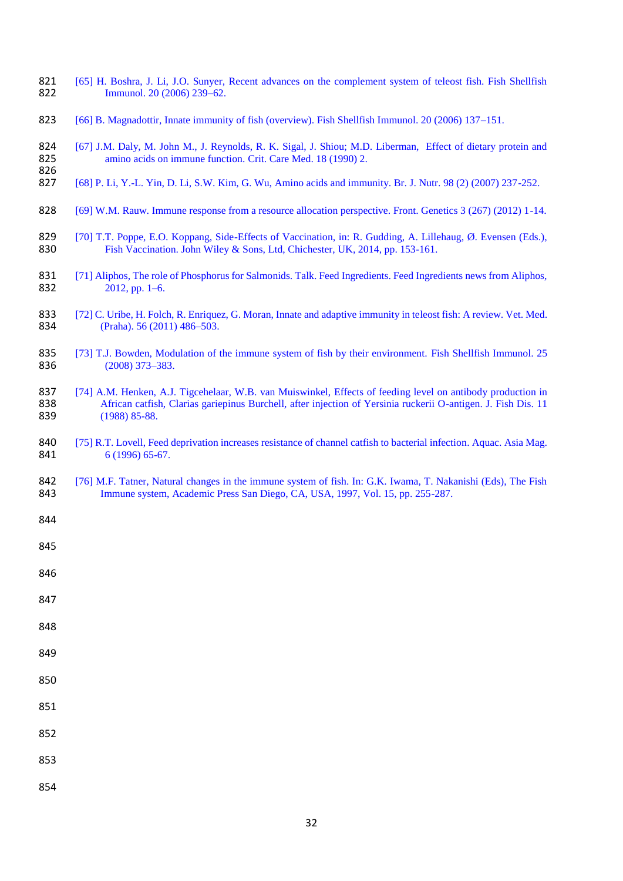[65] H. Boshra, J. Li, J.O. Sunyer, Recent advances on the complement system of teleost fish. Fish Shellfish Immunol. 20 (2006) 239–62.

[66] B. Magnadottir, Innate immunity of fish (overview). Fish Shellfish Immunol. 20 (2006) 137–151.

[67] J.M. Daly, M. John M., J. Reynolds, R. K. Sigal, J. Shiou; M.D. Liberman, Effect of dietary protein and amino acids on immune function. Crit. Care Med. 18 (1990) 2.

[68] P. Li, Y.-L. Yin, D. Li, S.W. Kim, G. Wu, Amino acids and immunity. Br. J. Nutr. 98 (2) (2007) 237-252.

[69] W.M. Rauw. Immune response from a resource allocation perspective. Front. Genetics 3 (267) (2012) 1-14.

[70] T.T. Poppe, E.O. Koppang, Side-Effects of Vaccination, in: R. Gudding, A. Lillehaug, Ø. Evensen (Eds.), Fish Vaccination. John Wiley & Sons, Ltd, Chichester, UK, 2014, pp. 153-161.

[71] Aliphos, The role of Phosphorus for Salmonids. Talk. Feed Ingredients. Feed Ingredients news from Aliphos, 2012, pp. 1–6.

[72] C. Uribe, H. Folch, R. Enriquez, G. Moran, Innate and adaptive immunity in teleost fish: A review. Vet. Med. (Praha). 56 (2011) 486–503.

[73] T.J. Bowden, Modulation of the immune system of fish by their environment. Fish Shellfish Immunol. 25 (2008) 373–383.

[74] A.M. Henken, A.J. Tigcehelaar, W.B. van Muiswinkel, Effects of feeding level on antibody production in African catfish, Clarias gariepinus Burchell, after injection of Yersinia ruckerii O-antigen. J. Fish Dis. 11 (1988) 85-88.

[75] R.T. Lovell, Feed deprivation increases resistance of channel catfish to bacterial infection. Aquac. Asia Mag. 6 (1996) 65-67.

[76] M.F. Tatner, Natural changes in the immune system of fish. In: G.K. Iwama, T. Nakanishi (Eds), The Fish Immune system, Academic Press San Diego, CA, USA, 1997, Vol. 15, pp. 255-287.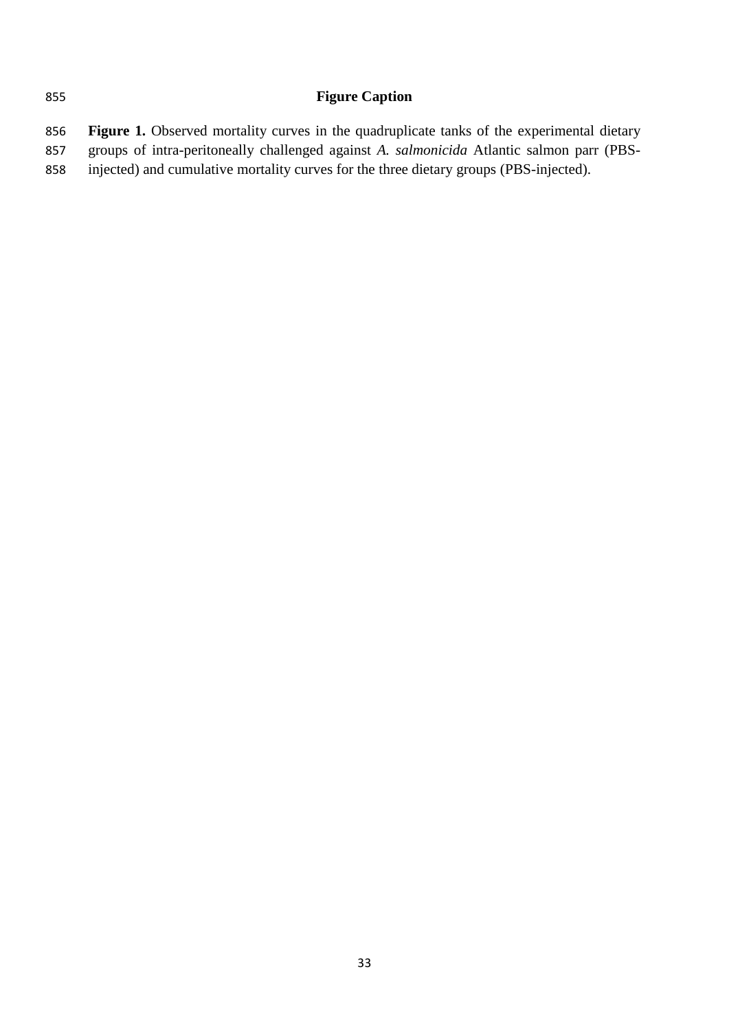## Figure Caption

**Figure 1.** Observed mortality curves in the quadruplicate tanks of the experimental dietary groups of intra-peritoneally challenged against *A. salmonicida* Atlantic salmon parr (PBS-injected) and cumulative mortality curves for the three dietary groups (PBS-injected).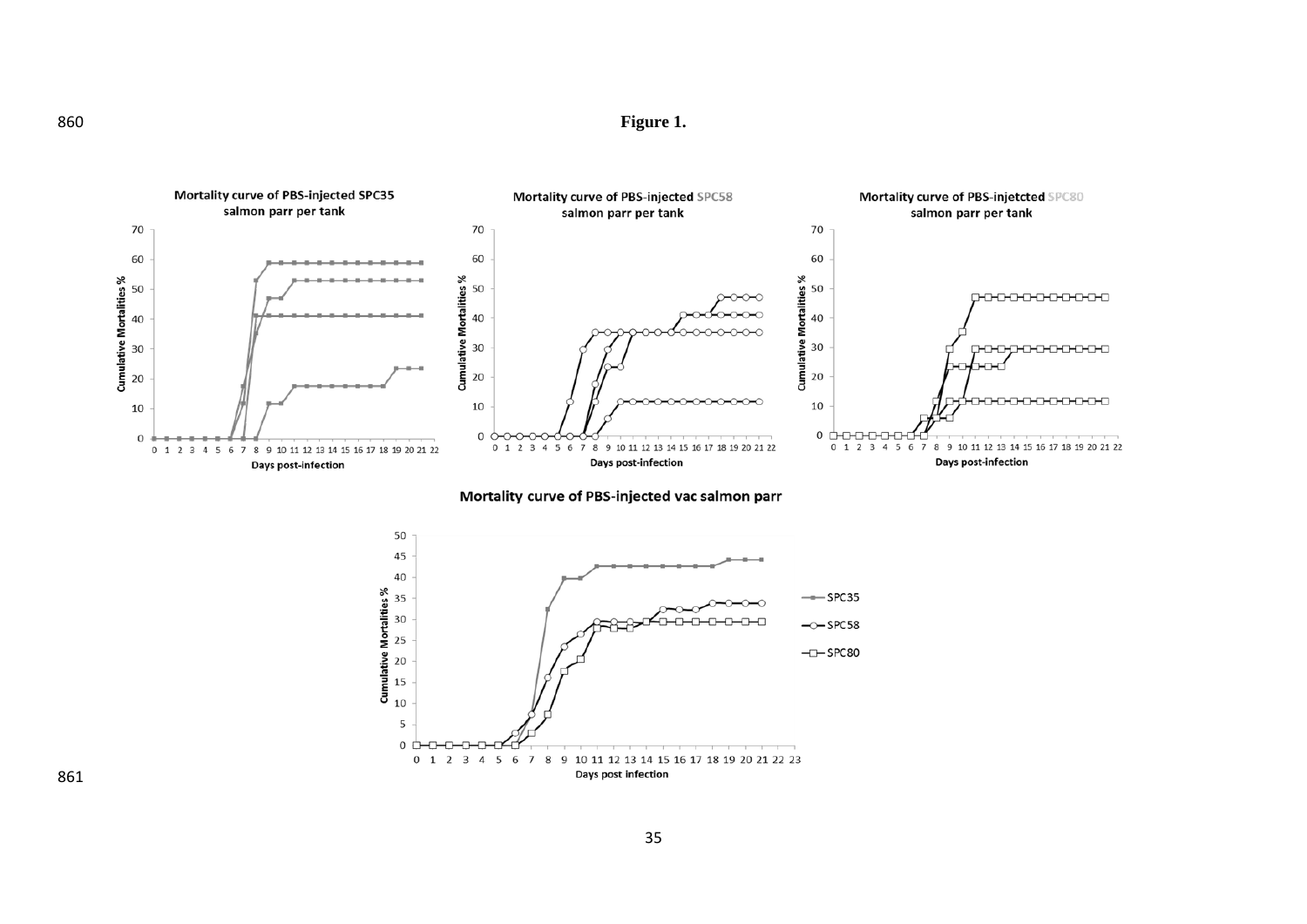**Figure 1.**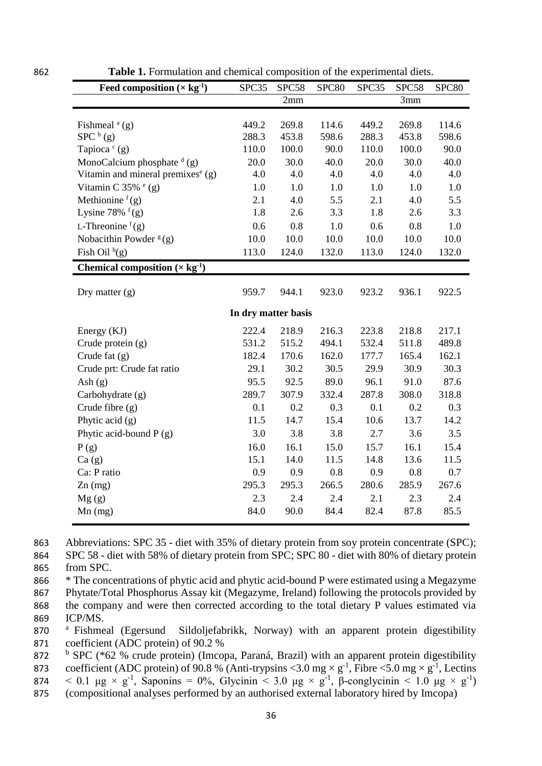**Table 1.** Formulation and chemical composition of the experimental diets.

| Feed composition (× $kg^{-1}$) | SPC35 | SPC58 | SPC80 | SPC35 | SPC58 | SPC80 |
|---|---|---|---|---|---|---|
| | | 2mm | | | 3mm | |
| Fishmeal [a] (g) | 449.2 | 269.8 | 114.6 | 449.2 | 269.8 | 114.6 |
| SPC [b] (g) | 288.3 | 453.8 | 598.6 | 288.3 | 453.8 | 598.6 |
| Tapioca [c] (g) | 110.0 | 100.0 | 90.0 | 110.0 | 100.0 | 90.0 |
| MonoCalcium phosphate [d] (g) | 20.0 | 30.0 | 40.0 | 20.0 | 30.0 | 40.0 |
| Vitamin and mineral premixes[e] (g) | 4.0 | 4.0 | 4.0 | 4.0 | 4.0 | 4.0 |
| Vitamin C 35% [e] (g) | 1.0 | 1.0 | 1.0 | 1.0 | 1.0 | 1.0 |
| Methionine [f] (g) | 2.1 | 4.0 | 5.5 | 2.1 | 4.0 | 5.5 |
| Lysine 78% [f] (g) | 1.8 | 2.6 | 3.3 | 1.8 | 2.6 | 3.3 |
| L-Threonine [f] (g) | 0.6 | 0.8 | 1.0 | 0.6 | 0.8 | 1.0 |
| Nobacithin Powder [g] (g) | 10.0 | 10.0 | 10.0 | 10.0 | 10.0 | 10.0 |
| Fish Oil [h] (g) | 113.0 | 124.0 | 132.0 | 113.0 | 124.0 | 132.0 |
| **Chemical composition (× $kg^{-1}$)** | | | | | | |
| Dry matter (g) | 959.7 | 944.1 | 923.0 | 923.2 | 936.1 | 922.5 |
| **In dry matter basis** | | | | | | |
| Energy (KJ) | 222.4 | 218.9 | 216.3 | 223.8 | 218.8 | 217.1 |
| Crude protein (g) | 531.2 | 515.2 | 494.1 | 532.4 | 511.8 | 489.8 |
| Crude fat (g) | 182.4 | 170.6 | 162.0 | 177.7 | 165.4 | 162.1 |
| Crude prt: Crude fat ratio | 29.1 | 30.2 | 30.5 | 29.9 | 30.9 | 30.3 |
| Ash (g) | 95.5 | 92.5 | 89.0 | 96.1 | 91.0 | 87.6 |
| Carbohydrate (g) | 289.7 | 307.9 | 332.4 | 287.8 | 308.0 | 318.8 |
| Crude fibre (g) | 0.1 | 0.2 | 0.3 | 0.1 | 0.2 | 0.3 |
| Phytic acid (g) | 11.5 | 14.7 | 15.4 | 10.6 | 13.7 | 14.2 |
| Phytic acid-bound P (g) | 3.0 | 3.8 | 3.8 | 2.7 | 3.6 | 3.5 |
| P (g) | 16.0 | 16.1 | 15.0 | 15.7 | 16.1 | 15.4 |
| Ca (g) | 15.1 | 14.0 | 11.5 | 14.8 | 13.6 | 11.5 |
| Ca: P ratio | 0.9 | 0.9 | 0.8 | 0.9 | 0.8 | 0.7 |
| Zn (mg) | 295.3 | 295.3 | 266.5 | 280.6 | 285.9 | 267.6 |
| Mg (g) | 2.3 | 2.4 | 2.4 | 2.1 | 2.3 | 2.4 |
| Mn (mg) | 84.0 | 90.0 | 84.4 | 82.4 | 87.8 | 85.5 |

Abbreviations: SPC 35 - diet with 35% of dietary protein from soy protein concentrate (SPC); SPC 58 - diet with 58% of dietary protein from SPC; SPC 80 - diet with 80% of dietary protein from SPC.

* The concentrations of phytic acid and phytic acid-bound P were estimated using a Megazyme Phytate/Total Phosphorus Assay kit (Megazyme, Ireland) following the protocols provided by the company and were then corrected according to the total dietary P values estimated via ICP/MS.

[a] Fishmeal (Egersund Sildoljefabrikk, Norway) with an apparent protein digestibility coefficient (ADC protein) of 90.2 %

[b] SPC (*62 % crude protein) (Imcopa, Paraná, Brazil) with an apparent protein digestibility coefficient (ADC protein) of 90.8 % (Anti-trypsins <3.0 mg × $g^{-1}$, Fibre <5.0 mg × $g^{-1}$, Lectins < 0.1 µg × $g^{-1}$, Saponins = 0%, Glycinin < 3.0 µg × $g^{-1}$, β-conglycinin < 1.0 µg × $g^{-1}$) (compositional analyses performed by an authorised external laboratory hired by Imcopa)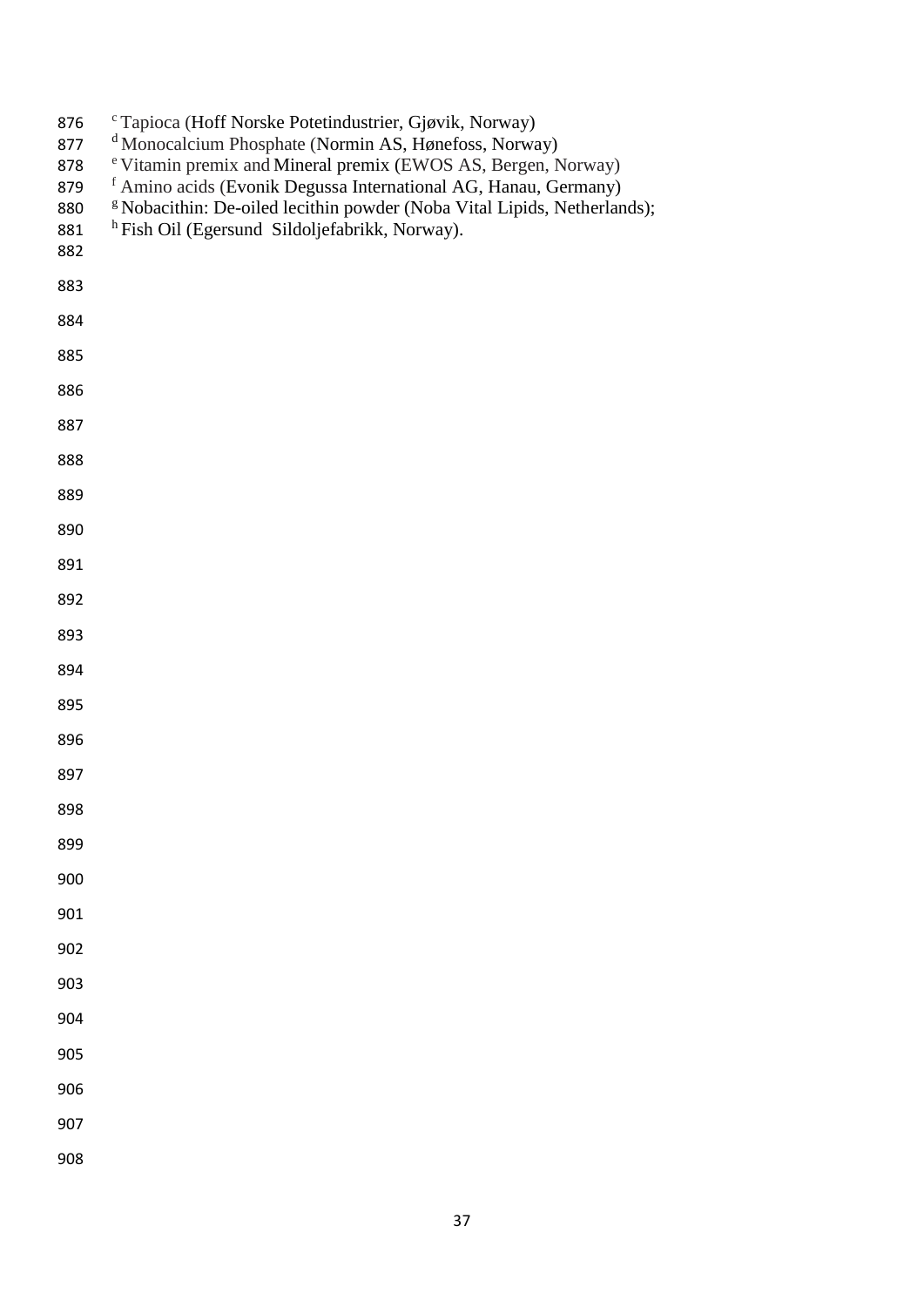[c] Tapioca (Hoff Norske Potetindustrier, Gjøvik, Norway)
[d] Monocalcium Phosphate (Normin AS, Hønefoss, Norway)
[e] Vitamin premix and Mineral premix (EWOS AS, Bergen, Norway)
[f] Amino acids (Evonik Degussa International AG, Hanau, Germany)
[g] Nobacithin: De-oiled lecithin powder (Noba Vital Lipids, Netherlands);
[h] Fish Oil (Egersund Sildoljefabrikk, Norway).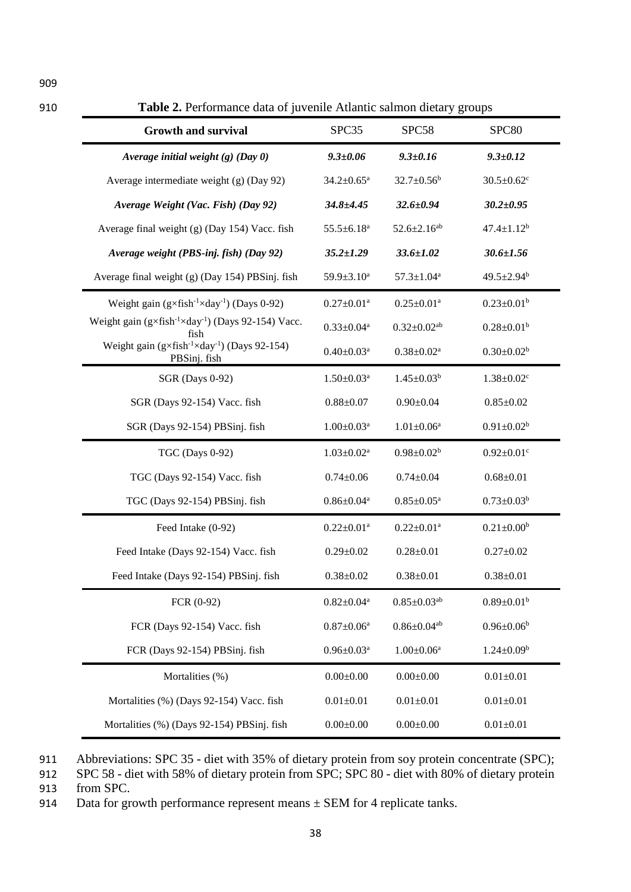**Table 2.** Performance data of juvenile Atlantic salmon dietary groups

| Growth and survival | SPC35 | SPC58 | SPC80 |
|---|---|---|---|
| ***Average initial weight (g) (Day 0)*** | ***9.3±0.06*** | ***9.3±0.16*** | ***9.3±0.12*** |
| Average intermediate weight (g) (Day 92) | 34.2±0.65[a] | 32.7±0.56[b] | 30.5±0.62[c] |
| ***Average Weight (Vac. Fish) (Day 92)*** | ***34.8±4.45*** | ***32.6±0.94*** | ***30.2±0.95*** |
| Average final weight (g) (Day 154) Vacc. fish | 55.5±6.18[a] | 52.6±2.16[ab] | 47.4±1.12[b] |
| ***Average weight (PBS-inj. fish) (Day 92)*** | ***35.2±1.29*** | ***33.6±1.02*** | ***30.6±1.56*** |
| Average final weight (g) (Day 154) PBSinj. fish | 59.9±3.10[a] | 57.3±1.04[a] | 49.5±2.94[b] |
| Weight gain ($g \times fish^{-1} \times day^{-1}$) (Days 0-92) | 0.27±0.01[a] | 0.25±0.01[a] | 0.23±0.01[b] |
| Weight gain ($g \times fish^{-1} \times day^{-1}$) (Days 92-154) Vacc. fish | 0.33±0.04[a] | 0.32±0.02[ab] | 0.28±0.01[b] |
| Weight gain ($g \times fish^{-1} \times day^{-1}$) (Days 92-154) PBSinj. fish | 0.40±0.03[a] | 0.38±0.02[a] | 0.30±0.02[b] |
| SGR (Days 0-92) | 1.50±0.03[a] | 1.45±0.03[b] | 1.38±0.02[c] |
| SGR (Days 92-154) Vacc. fish | 0.88±0.07 | 0.90±0.04 | 0.85±0.02 |
| SGR (Days 92-154) PBSinj. fish | 1.00±0.03[a] | 1.01±0.06[a] | 0.91±0.02[b] |
| TGC (Days 0-92) | 1.03±0.02[a] | 0.98±0.02[b] | 0.92±0.01[c] |
| TGC (Days 92-154) Vacc. fish | 0.74±0.06 | 0.74±0.04 | 0.68±0.01 |
| TGC (Days 92-154) PBSinj. fish | 0.86±0.04[a] | 0.85±0.05[a] | 0.73±0.03[b] |
| Feed Intake (0-92) | 0.22±0.01[a] | 0.22±0.01[a] | 0.21±0.00[b] |
| Feed Intake (Days 92-154) Vacc. fish | 0.29±0.02 | 0.28±0.01 | 0.27±0.02 |
| Feed Intake (Days 92-154) PBSinj. fish | 0.38±0.02 | 0.38±0.01 | 0.38±0.01 |
| FCR (0-92) | 0.82±0.04[a] | 0.85±0.03[ab] | 0.89±0.01[b] |
| FCR (Days 92-154) Vacc. fish | 0.87±0.06[a] | 0.86±0.04[ab] | 0.96±0.06[b] |
| FCR (Days 92-154) PBSinj. fish | 0.96±0.03[a] | 1.00±0.06[a] | 1.24±0.09[b] |
| Mortalities (%) | 0.00±0.00 | 0.00±0.00 | 0.01±0.01 |
| Mortalities (%) (Days 92-154) Vacc. fish | 0.01±0.01 | 0.01±0.01 | 0.01±0.01 |
| Mortalities (%) (Days 92-154) PBSinj. fish | 0.00±0.00 | 0.00±0.00 | 0.01±0.01 |

Abbreviations: SPC 35 - diet with 35% of dietary protein from soy protein concentrate (SPC); SPC 58 - diet with 58% of dietary protein from SPC; SPC 80 - diet with 80% of dietary protein from SPC.

Data for growth performance represent means ± SEM for 4 replicate tanks.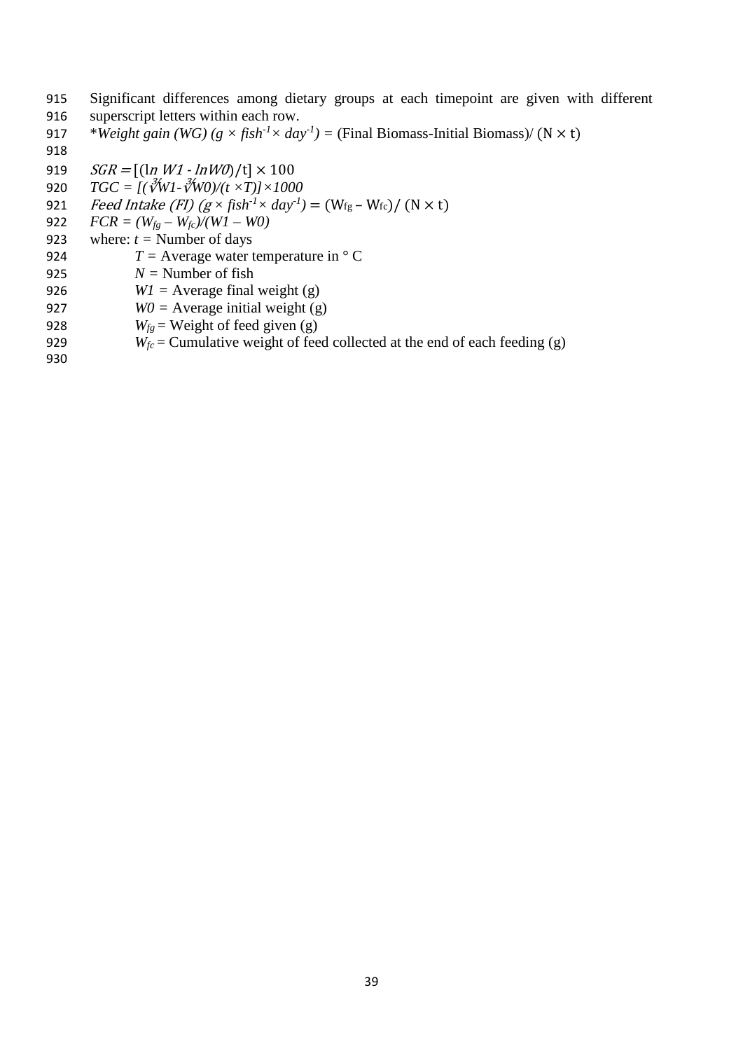Significant differences among dietary groups at each timepoint are given with different superscript letters within each row.

*Weight gain (WG) ($g \times fish^{-1} \times day^{-1}$) = (Final Biomass-Initial Biomass)/ ($N \times t$)

$$SGR = [(\ln W1 - \ln W0)/t] \times 100$$

$$TGC = [(\sqrt[3]{W1} - \sqrt[3]{W0})/(t \times T)] \times 1000$$

$$\text{Feed Intake (FI)} \ (g \times fish^{-1} \times day^{-1}) = (W_{fg} - W_{fc}) / (N \times t)$$

$$FCR = (W_{fg} - W_{fc})/(W1 - W0)$$

where: $t$ = Number of days

$T$ = Average water temperature in ° C

$N$ = Number of fish

$W1$ = Average final weight (g)

$W0$ = Average initial weight (g)

$W_{fg}$ = Weight of feed given (g)

$W_{fc}$ = Cumulative weight of feed collected at the end of each feeding (g)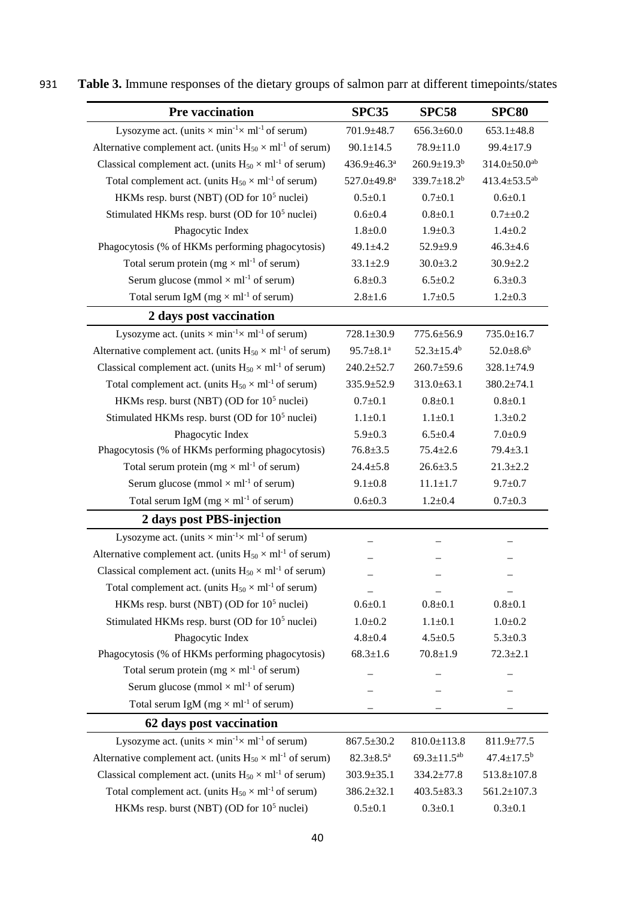**Table 3.** Immune responses of the dietary groups of salmon parr at different timepoints/states

| **Pre vaccination** | **SPC35** | **SPC58** | **SPC80** |
|---|---|---|---|
| Lysozyme act. (units × $min^{-1}$× $ml^{-1}$ of serum) | 701.9±48.7 | 656.3±60.0 | 653.1±48.8 |
| Alternative complement act. (units $H_{50}$ × $ml^{-1}$ of serum) | 90.1±14.5 | 78.9±11.0 | 99.4±17.9 |
| Classical complement act. (units $H_{50}$ × $ml^{-1}$ of serum) | 436.9±46.3$^{a}$ | 260.9±19.3$^{b}$ | 314.0±50.0$^{ab}$ |
| Total complement act. (units $H_{50}$ × $ml^{-1}$ of serum) | 527.0±49.8$^{a}$ | 339.7±18.2$^{b}$ | 413.4±53.5$^{ab}$ |
| HKMs resp. burst (NBT) (OD for $10^5$ nuclei) | 0.5±0.1 | 0.7±0.1 | 0.6±0.1 |
| Stimulated HKMs resp. burst (OD for $10^5$ nuclei) | 0.6±0.4 | 0.8±0.1 | 0.7±±0.2 |
| Phagocytic Index | 1.8±0.0 | 1.9±0.3 | 1.4±0.2 |
| Phagocytosis (% of HKMs performing phagocytosis) | 49.1±4.2 | 52.9±9.9 | 46.3±4.6 |
| Total serum protein (mg × $ml^{-1}$ of serum) | 33.1±2.9 | 30.0±3.2 | 30.9±2.2 |
| Serum glucose (mmol × $ml^{-1}$ of serum) | 6.8±0.3 | 6.5±0.2 | 6.3±0.3 |
| Total serum IgM (mg × $ml^{-1}$ of serum) | 2.8±1.6 | 1.7±0.5 | 1.2±0.3 |
| **2 days post vaccination** | | | |
| Lysozyme act. (units × $min^{-1}$× $ml^{-1}$ of serum) | 728.1±30.9 | 775.6±56.9 | 735.0±16.7 |
| Alternative complement act. (units $H_{50}$ × $ml^{-1}$ of serum) | 95.7±8.1$^{a}$ | 52.3±15.4$^{b}$ | 52.0±8.6$^{b}$ |
| Classical complement act. (units $H_{50}$ × $ml^{-1}$ of serum) | 240.2±52.7 | 260.7±59.6 | 328.1±74.9 |
| Total complement act. (units $H_{50}$ × $ml^{-1}$ of serum) | 335.9±52.9 | 313.0±63.1 | 380.2±74.1 |
| HKMs resp. burst (NBT) (OD for $10^5$ nuclei) | 0.7±0.1 | 0.8±0.1 | 0.8±0.1 |
| Stimulated HKMs resp. burst (OD for $10^5$ nuclei) | 1.1±0.1 | 1.1±0.1 | 1.3±0.2 |
| Phagocytic Index | 5.9±0.3 | 6.5±0.4 | 7.0±0.9 |
| Phagocytosis (% of HKMs performing phagocytosis) | 76.8±3.5 | 75.4±2.6 | 79.4±3.1 |
| Total serum protein (mg × $ml^{-1}$ of serum) | 24.4±5.8 | 26.6±3.5 | 21.3±2.2 |
| Serum glucose (mmol × $ml^{-1}$ of serum) | 9.1±0.8 | 11.1±1.7 | 9.7±0.7 |
| Total serum IgM (mg × $ml^{-1}$ of serum) | 0.6±0.3 | 1.2±0.4 | 0.7±0.3 |
| **2 days post PBS-injection** | | | |
| Lysozyme act. (units × $min^{-1}$× $ml^{-1}$ of serum) | – | – | – |
| Alternative complement act. (units $H_{50}$ × $ml^{-1}$ of serum) | – | – | – |
| Classical complement act. (units $H_{50}$ × $ml^{-1}$ of serum) | – | – | – |
| Total complement act. (units $H_{50}$ × $ml^{-1}$ of serum) | – | – | – |
| HKMs resp. burst (NBT) (OD for $10^5$ nuclei) | 0.6±0.1 | 0.8±0.1 | 0.8±0.1 |
| Stimulated HKMs resp. burst (OD for $10^5$ nuclei) | 1.0±0.2 | 1.1±0.1 | 1.0±0.2 |
| Phagocytic Index | 4.8±0.4 | 4.5±0.5 | 5.3±0.3 |
| Phagocytosis (% of HKMs performing phagocytosis) | 68.3±1.6 | 70.8±1.9 | 72.3±2.1 |
| Total serum protein (mg × $ml^{-1}$ of serum) | – | – | – |
| Serum glucose (mmol × $ml^{-1}$ of serum) | – | – | – |
| Total serum IgM (mg × $ml^{-1}$ of serum) | – | – | – |
| **62 days post vaccination** | | | |
| Lysozyme act. (units × $min^{-1}$× $ml^{-1}$ of serum) | 867.5±30.2 | 810.0±113.8 | 811.9±77.5 |
| Alternative complement act. (units $H_{50}$ × $ml^{-1}$ of serum) | 82.3±8.5$^{a}$ | 69.3±11.5$^{ab}$ | 47.4±17.5$^{b}$ |
| Classical complement act. (units $H_{50}$ × $ml^{-1}$ of serum) | 303.9±35.1 | 334.2±77.8 | 513.8±107.8 |
| Total complement act. (units $H_{50}$ × $ml^{-1}$ of serum) | 386.2±32.1 | 403.5±83.3 | 561.2±107.3 |
| HKMs resp. burst (NBT) (OD for $10^5$ nuclei) | 0.5±0.1 | 0.3±0.1 | 0.3±0.1 |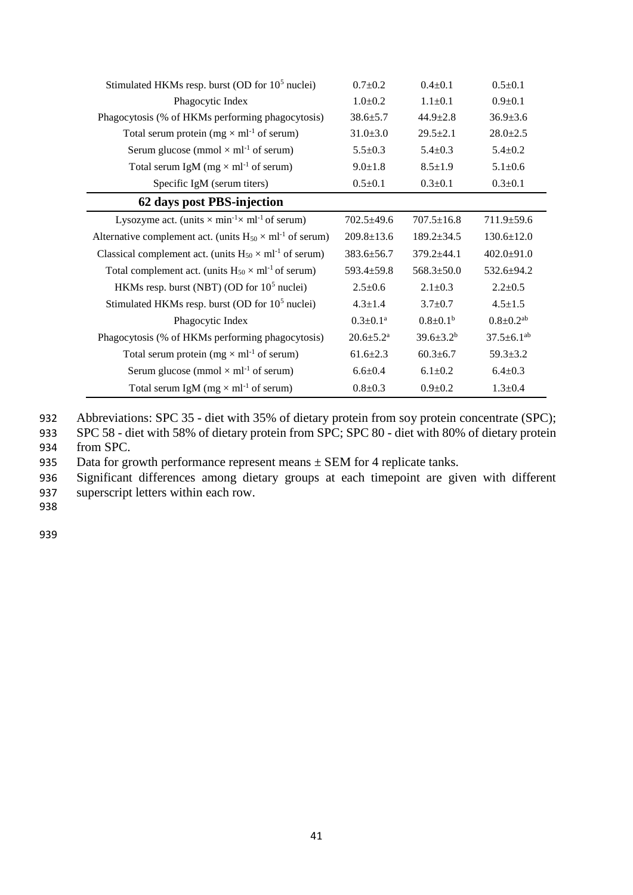| | | | |
|---|---|---|---|
| Stimulated HKMs resp. burst (OD for $10^5$ nuclei) | 0.7±0.2 | 0.4±0.1 | 0.5±0.1 |
| Phagocytic Index | 1.0±0.2 | 1.1±0.1 | 0.9±0.1 |
| Phagocytosis (% of HKMs performing phagocytosis) | 38.6±5.7 | 44.9±2.8 | 36.9±3.6 |
| Total serum protein (mg × $ml^{-1}$ of serum) | 31.0±3.0 | 29.5±2.1 | 28.0±2.5 |
| Serum glucose (mmol × $ml^{-1}$ of serum) | 5.5±0.3 | 5.4±0.3 | 5.4±0.2 |
| Total serum IgM (mg × $ml^{-1}$ of serum) | 9.0±1.8 | 8.5±1.9 | 5.1±0.6 |
| Specific IgM (serum titers) | 0.5±0.1 | 0.3±0.1 | 0.3±0.1 |
| **62 days post PBS-injection** | | | |
| Lysozyme act. (units × $min^{-1}$× $ml^{-1}$ of serum) | 702.5±49.6 | 707.5±16.8 | 711.9±59.6 |
| Alternative complement act. (units $H_{50}$ × $ml^{-1}$ of serum) | 209.8±13.6 | 189.2±34.5 | 130.6±12.0 |
| Classical complement act. (units $H_{50}$ × $ml^{-1}$ of serum) | 383.6±56.7 | 379.2±44.1 | 402.0±91.0 |
| Total complement act. (units $H_{50}$ × $ml^{-1}$ of serum) | 593.4±59.8 | 568.3±50.0 | 532.6±94.2 |
| HKMs resp. burst (NBT) (OD for $10^5$ nuclei) | 2.5±0.6 | 2.1±0.3 | 2.2±0.5 |
| Stimulated HKMs resp. burst (OD for $10^5$ nuclei) | 4.3±1.4 | 3.7±0.7 | 4.5±1.5 |
| Phagocytic Index | 0.3±0.1[a] | 0.8±0.1[b] | 0.8±0.2[ab] |
| Phagocytosis (% of HKMs performing phagocytosis) | 20.6±5.2[a] | 39.6±3.2[b] | 37.5±6.1[ab] |
| Total serum protein (mg × $ml^{-1}$ of serum) | 61.6±2.3 | 60.3±6.7 | 59.3±3.2 |
| Serum glucose (mmol × $ml^{-1}$ of serum) | 6.6±0.4 | 6.1±0.2 | 6.4±0.3 |
| Total serum IgM (mg × $ml^{-1}$ of serum) | 0.8±0.3 | 0.9±0.2 | 1.3±0.4 |

Abbreviations: SPC 35 - diet with 35% of dietary protein from soy protein concentrate (SPC); SPC 58 - diet with 58% of dietary protein from SPC; SPC 80 - diet with 80% of dietary protein from SPC.

Data for growth performance represent means ± SEM for 4 replicate tanks.

Significant differences among dietary groups at each timepoint are given with different superscript letters within each row.